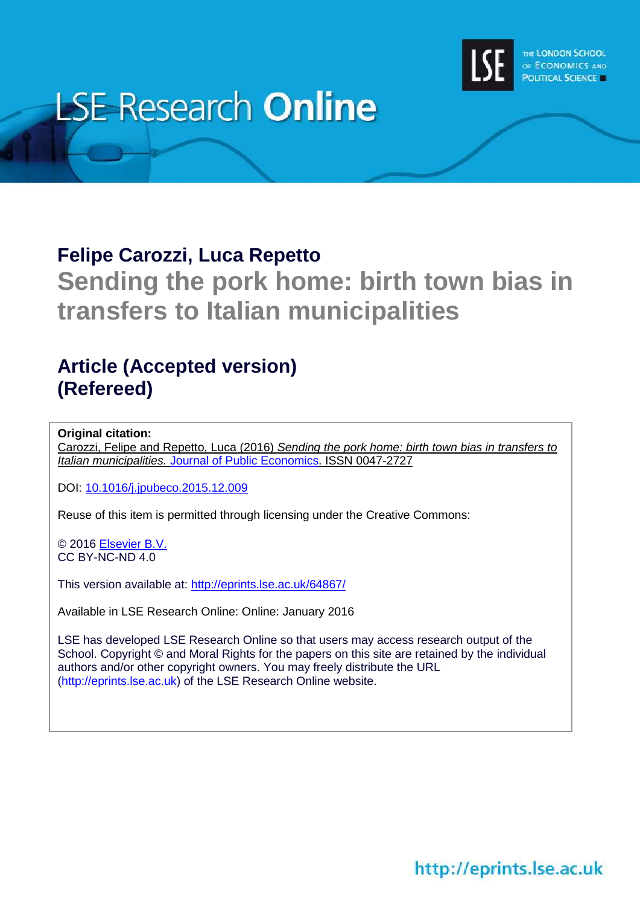LSE Research **Online**

THE LONDON SCHOOL OF ECONOMICS AND POLITICAL SCIENCE

## Felipe Carozzi, Luca Repetto

# Sending the pork home: birth town bias in transfers to Italian municipalities

## Article (Accepted version) (Refereed)

**Original citation:**
Carozzi, Felipe and Repetto, Luca (2016) *Sending the pork home: birth town bias in transfers to Italian municipalities.* Journal of Public Economics. ISSN 0047-2727

DOI: 10.1016/j.jpubeco.2015.12.009

Reuse of this item is permitted through licensing under the Creative Commons:

© 2016 Elsevier B.V.
CC BY-NC-ND 4.0

This version available at: http://eprints.lse.ac.uk/64867/

Available in LSE Research Online: Online: January 2016

LSE has developed LSE Research Online so that users may access research output of the School. Copyright © and Moral Rights for the papers on this site are retained by the individual authors and/or other copyright owners. You may freely distribute the URL (http://eprints.lse.ac.uk) of the LSE Research Online website.

http://eprints.lse.ac.uk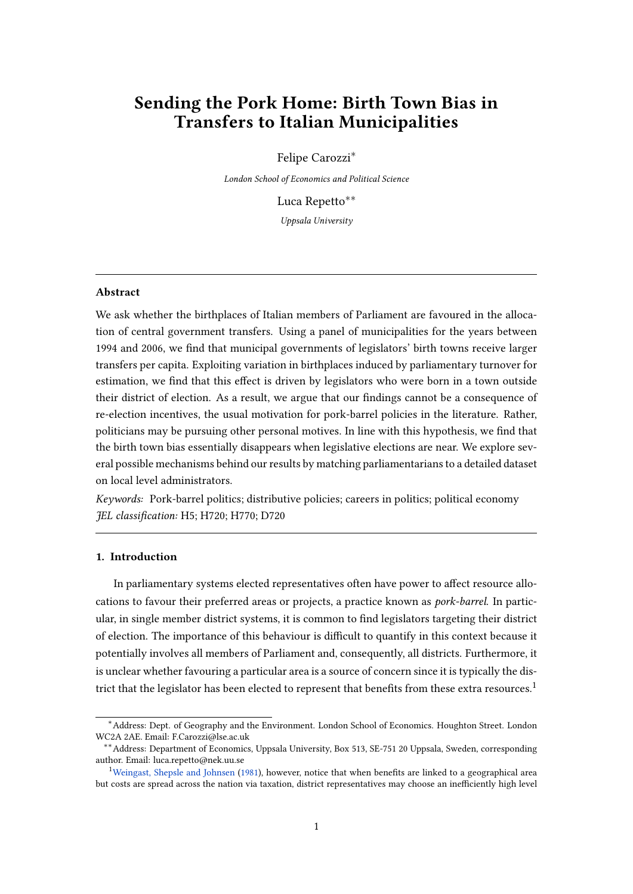# Sending the Pork Home: Birth Town Bias in Transfers to Italian Municipalities

Felipe Carozzi[*]

*London School of Economics and Political Science*

Luca Repetto[**]

*Uppsala University*

---

### Abstract

We ask whether the birthplaces of Italian members of Parliament are favoured in the allocation of central government transfers. Using a panel of municipalities for the years between 1994 and 2006, we find that municipal governments of legislators' birth towns receive larger transfers per capita. Exploiting variation in birthplaces induced by parliamentary turnover for estimation, we find that this effect is driven by legislators who were born in a town outside their district of election. As a result, we argue that our findings cannot be a consequence of re-election incentives, the usual motivation for pork-barrel policies in the literature. Rather, politicians may be pursuing other personal motives. In line with this hypothesis, we find that the birth town bias essentially disappears when legislative elections are near. We explore several possible mechanisms behind our results by matching parliamentarians to a detailed dataset on local level administrators.

*Keywords:* Pork-barrel politics; distributive policies; careers in politics; political economy
*JEL classification:* H5; H720; H770; D720

---

### 1. Introduction

In parliamentary systems elected representatives often have power to affect resource allocations to favour their preferred areas or projects, a practice known as *pork-barrel*. In particular, in single member district systems, it is common to find legislators targeting their district of election. The importance of this behaviour is difficult to quantify in this context because it potentially involves all members of Parliament and, consequently, all districts. Furthermore, it is unclear whether favouring a particular area is a source of concern since it is typically the district that the legislator has been elected to represent that benefits from these extra resources.[1]

---

[*] Address: Dept. of Geography and the Environment. London School of Economics. Houghton Street. London WC2A 2AE. Email: F.Carozzi@lse.ac.uk

[**] Address: Department of Economics, Uppsala University, Box 513, SE-751 20 Uppsala, Sweden, corresponding author. Email: luca.repetto@nek.uu.se

[1] Weingast, Shepsle and Johnsen (1981), however, notice that when benefits are linked to a geographical area but costs are spread across the nation via taxation, district representatives may choose an inefficiently high level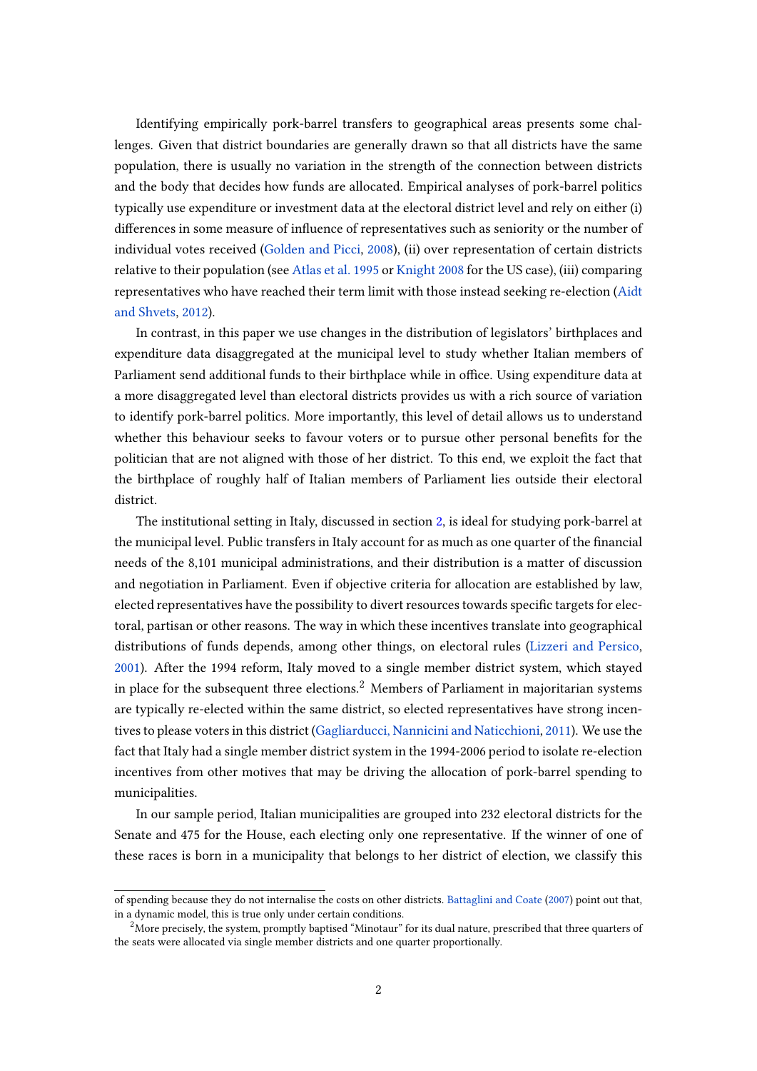Identifying empirically pork-barrel transfers to geographical areas presents some challenges. Given that district boundaries are generally drawn so that all districts have the same population, there is usually no variation in the strength of the connection between districts and the body that decides how funds are allocated. Empirical analyses of pork-barrel politics typically use expenditure or investment data at the electoral district level and rely on either (i) differences in some measure of influence of representatives such as seniority or the number of individual votes received (Golden and Picci, 2008), (ii) over representation of certain districts relative to their population (see Atlas et al. 1995 or Knight 2008 for the US case), (iii) comparing representatives who have reached their term limit with those instead seeking re-election (Aidt and Shvets, 2012).

In contrast, in this paper we use changes in the distribution of legislators' birthplaces and expenditure data disaggregated at the municipal level to study whether Italian members of Parliament send additional funds to their birthplace while in office. Using expenditure data at a more disaggregated level than electoral districts provides us with a rich source of variation to identify pork-barrel politics. More importantly, this level of detail allows us to understand whether this behaviour seeks to favour voters or to pursue other personal benefits for the politician that are not aligned with those of her district. To this end, we exploit the fact that the birthplace of roughly half of Italian members of Parliament lies outside their electoral district.

The institutional setting in Italy, discussed in section 2, is ideal for studying pork-barrel at the municipal level. Public transfers in Italy account for as much as one quarter of the financial needs of the 8,101 municipal administrations, and their distribution is a matter of discussion and negotiation in Parliament. Even if objective criteria for allocation are established by law, elected representatives have the possibility to divert resources towards specific targets for electoral, partisan or other reasons. The way in which these incentives translate into geographical distributions of funds depends, among other things, on electoral rules (Lizzeri and Persico, 2001). After the 1994 reform, Italy moved to a single member district system, which stayed in place for the subsequent three elections.[2] Members of Parliament in majoritarian systems are typically re-elected within the same district, so elected representatives have strong incentives to please voters in this district (Gagliarducci, Nannicini and Naticchioni, 2011). We use the fact that Italy had a single member district system in the 1994-2006 period to isolate re-election incentives from other motives that may be driving the allocation of pork-barrel spending to municipalities.

In our sample period, Italian municipalities are grouped into 232 electoral districts for the Senate and 475 for the House, each electing only one representative. If the winner of one of these races is born in a municipality that belongs to her district of election, we classify this

---

of spending because they do not internalise the costs on other districts. Battaglini and Coate (2007) point out that, in a dynamic model, this is true only under certain conditions.

[2] More precisely, the system, promptly baptised "Minotaur" for its dual nature, prescribed that three quarters of the seats were allocated via single member districts and one quarter proportionally.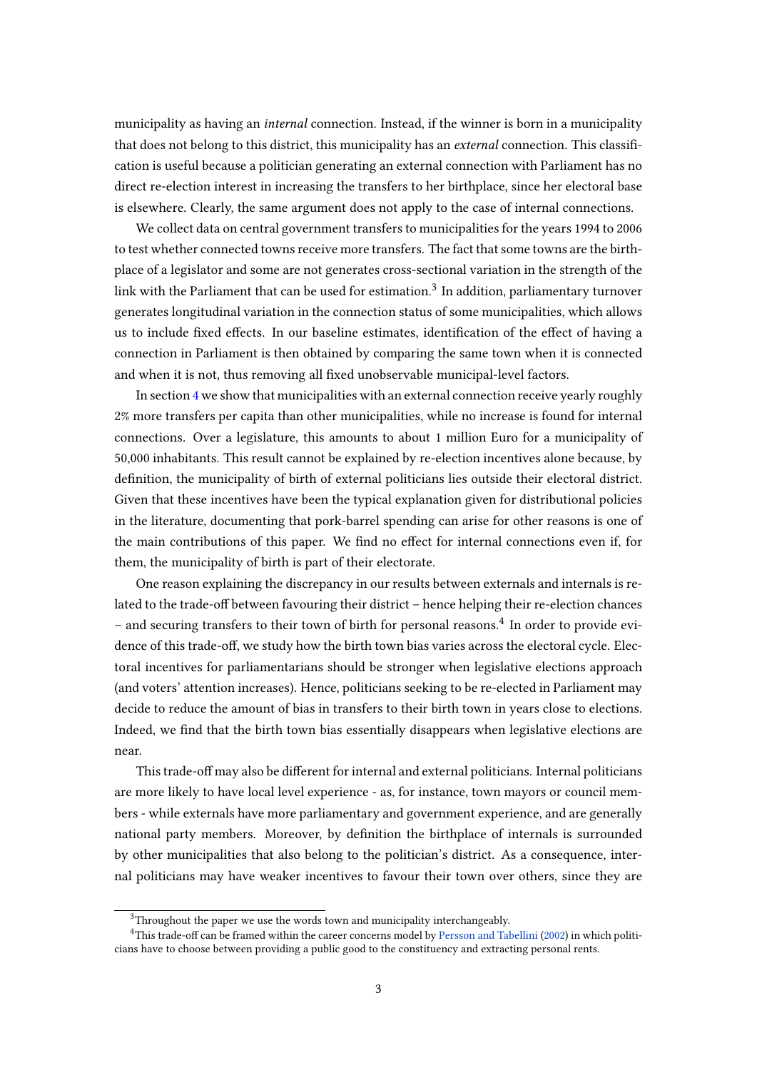municipality as having an *internal* connection. Instead, if the winner is born in a municipality that does not belong to this district, this municipality has an *external* connection. This classification is useful because a politician generating an external connection with Parliament has no direct re-election interest in increasing the transfers to her birthplace, since her electoral base is elsewhere. Clearly, the same argument does not apply to the case of internal connections.

We collect data on central government transfers to municipalities for the years 1994 to 2006 to test whether connected towns receive more transfers. The fact that some towns are the birthplace of a legislator and some are not generates cross-sectional variation in the strength of the link with the Parliament that can be used for estimation.[3] In addition, parliamentary turnover generates longitudinal variation in the connection status of some municipalities, which allows us to include fixed effects. In our baseline estimates, identification of the effect of having a connection in Parliament is then obtained by comparing the same town when it is connected and when it is not, thus removing all fixed unobservable municipal-level factors.

In section 4 we show that municipalities with an external connection receive yearly roughly 2% more transfers per capita than other municipalities, while no increase is found for internal connections. Over a legislature, this amounts to about 1 million Euro for a municipality of 50,000 inhabitants. This result cannot be explained by re-election incentives alone because, by definition, the municipality of birth of external politicians lies outside their electoral district. Given that these incentives have been the typical explanation given for distributional policies in the literature, documenting that pork-barrel spending can arise for other reasons is one of the main contributions of this paper. We find no effect for internal connections even if, for them, the municipality of birth is part of their electorate.

One reason explaining the discrepancy in our results between externals and internals is related to the trade-off between favouring their district – hence helping their re-election chances – and securing transfers to their town of birth for personal reasons.[4] In order to provide evidence of this trade-off, we study how the birth town bias varies across the electoral cycle. Electoral incentives for parliamentarians should be stronger when legislative elections approach (and voters' attention increases). Hence, politicians seeking to be re-elected in Parliament may decide to reduce the amount of bias in transfers to their birth town in years close to elections. Indeed, we find that the birth town bias essentially disappears when legislative elections are near.

This trade-off may also be different for internal and external politicians. Internal politicians are more likely to have local level experience - as, for instance, town mayors or council members - while externals have more parliamentary and government experience, and are generally national party members. Moreover, by definition the birthplace of internals is surrounded by other municipalities that also belong to the politician's district. As a consequence, internal politicians may have weaker incentives to favour their town over others, since they are

[3] Throughout the paper we use the words town and municipality interchangeably.

[4] This trade-off can be framed within the career concerns model by Persson and Tabellini (2002) in which politicians have to choose between providing a public good to the constituency and extracting personal rents.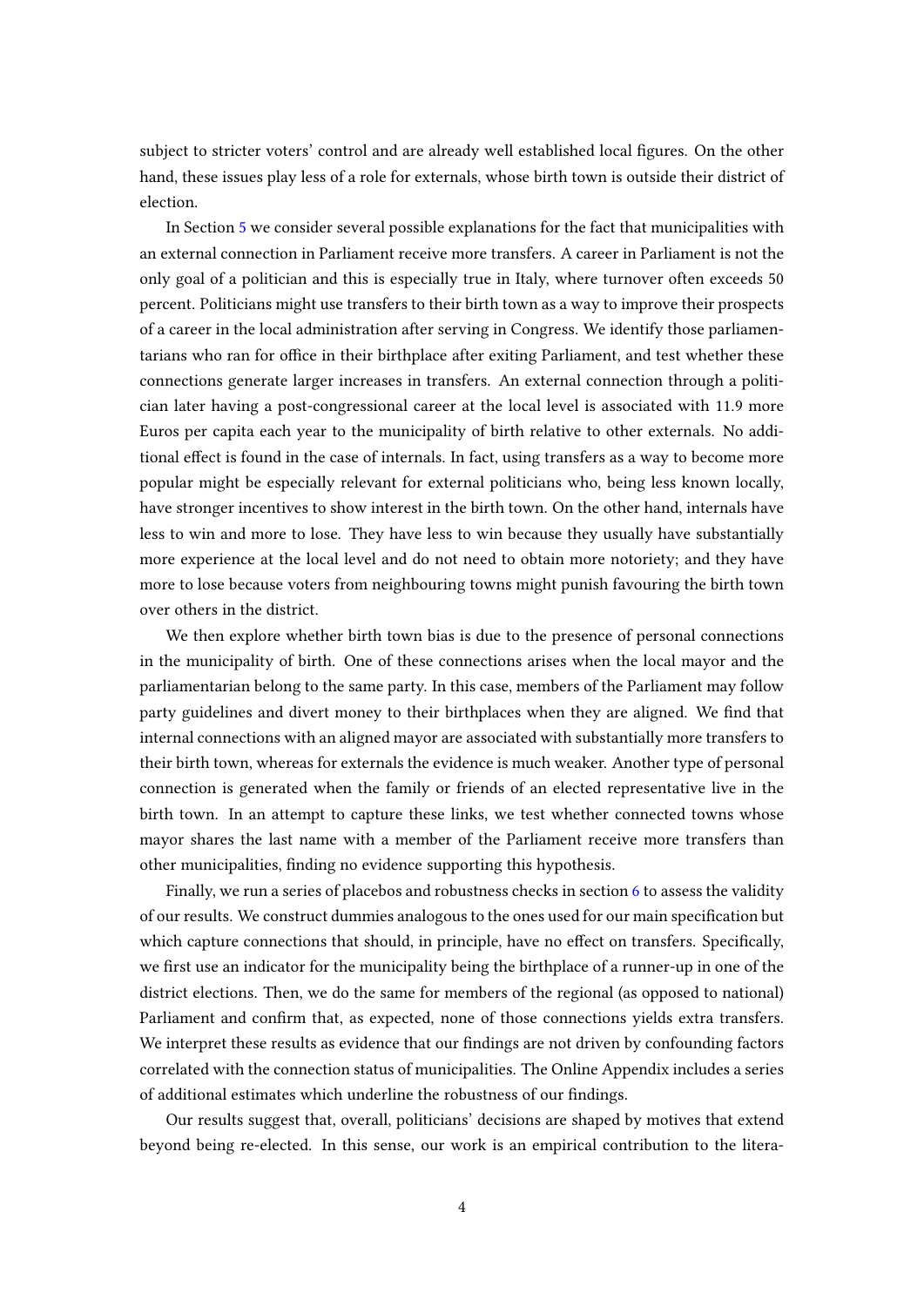subject to stricter voters' control and are already well established local figures. On the other hand, these issues play less of a role for externals, whose birth town is outside their district of election.

In Section 5 we consider several possible explanations for the fact that municipalities with an external connection in Parliament receive more transfers. A career in Parliament is not the only goal of a politician and this is especially true in Italy, where turnover often exceeds 50 percent. Politicians might use transfers to their birth town as a way to improve their prospects of a career in the local administration after serving in Congress. We identify those parliamentarians who ran for office in their birthplace after exiting Parliament, and test whether these connections generate larger increases in transfers. An external connection through a politician later having a post-congressional career at the local level is associated with 11.9 more Euros per capita each year to the municipality of birth relative to other externals. No additional effect is found in the case of internals. In fact, using transfers as a way to become more popular might be especially relevant for external politicians who, being less known locally, have stronger incentives to show interest in the birth town. On the other hand, internals have less to win and more to lose. They have less to win because they usually have substantially more experience at the local level and do not need to obtain more notoriety; and they have more to lose because voters from neighbouring towns might punish favouring the birth town over others in the district.

We then explore whether birth town bias is due to the presence of personal connections in the municipality of birth. One of these connections arises when the local mayor and the parliamentarian belong to the same party. In this case, members of the Parliament may follow party guidelines and divert money to their birthplaces when they are aligned. We find that internal connections with an aligned mayor are associated with substantially more transfers to their birth town, whereas for externals the evidence is much weaker. Another type of personal connection is generated when the family or friends of an elected representative live in the birth town. In an attempt to capture these links, we test whether connected towns whose mayor shares the last name with a member of the Parliament receive more transfers than other municipalities, finding no evidence supporting this hypothesis.

Finally, we run a series of placebos and robustness checks in section 6 to assess the validity of our results. We construct dummies analogous to the ones used for our main specification but which capture connections that should, in principle, have no effect on transfers. Specifically, we first use an indicator for the municipality being the birthplace of a runner-up in one of the district elections. Then, we do the same for members of the regional (as opposed to national) Parliament and confirm that, as expected, none of those connections yields extra transfers. We interpret these results as evidence that our findings are not driven by confounding factors correlated with the connection status of municipalities. The Online Appendix includes a series of additional estimates which underline the robustness of our findings.

Our results suggest that, overall, politicians' decisions are shaped by motives that extend beyond being re-elected. In this sense, our work is an empirical contribution to the litera-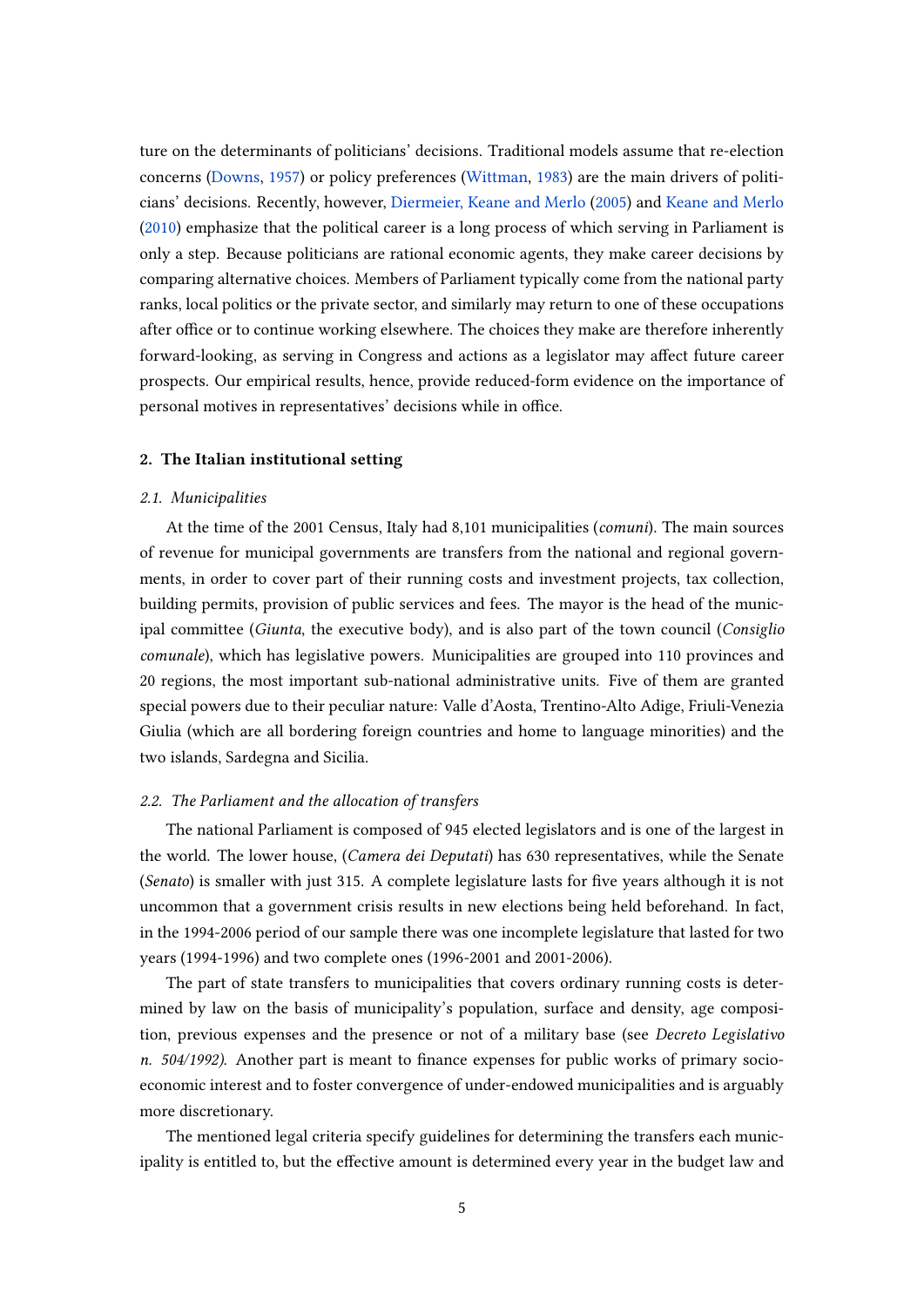ture on the determinants of politicians' decisions. Traditional models assume that re-election concerns (Downs, 1957) or policy preferences (Wittman, 1983) are the main drivers of politicians' decisions. Recently, however, Diermeier, Keane and Merlo (2005) and Keane and Merlo (2010) emphasize that the political career is a long process of which serving in Parliament is only a step. Because politicians are rational economic agents, they make career decisions by comparing alternative choices. Members of Parliament typically come from the national party ranks, local politics or the private sector, and similarly may return to one of these occupations after office or to continue working elsewhere. The choices they make are therefore inherently forward-looking, as serving in Congress and actions as a legislator may affect future career prospects. Our empirical results, hence, provide reduced-form evidence on the importance of personal motives in representatives' decisions while in office.

## 2. The Italian institutional setting

### *2.1. Municipalities*

At the time of the 2001 Census, Italy had 8,101 municipalities (*comuni*). The main sources of revenue for municipal governments are transfers from the national and regional governments, in order to cover part of their running costs and investment projects, tax collection, building permits, provision of public services and fees. The mayor is the head of the municipal committee (*Giunta*, the executive body), and is also part of the town council (*Consiglio comunale*), which has legislative powers. Municipalities are grouped into 110 provinces and 20 regions, the most important sub-national administrative units. Five of them are granted special powers due to their peculiar nature: Valle d'Aosta, Trentino-Alto Adige, Friuli-Venezia Giulia (which are all bordering foreign countries and home to language minorities) and the two islands, Sardegna and Sicilia.

### *2.2. The Parliament and the allocation of transfers*

The national Parliament is composed of 945 elected legislators and is one of the largest in the world. The lower house, (*Camera dei Deputati*) has 630 representatives, while the Senate (*Senato*) is smaller with just 315. A complete legislature lasts for five years although it is not uncommon that a government crisis results in new elections being held beforehand. In fact, in the 1994-2006 period of our sample there was one incomplete legislature that lasted for two years (1994-1996) and two complete ones (1996-2001 and 2001-2006).

The part of state transfers to municipalities that covers ordinary running costs is determined by law on the basis of municipality's population, surface and density, age composition, previous expenses and the presence or not of a military base (see *Decreto Legislativo n. 504/1992*). Another part is meant to finance expenses for public works of primary socio-economic interest and to foster convergence of under-endowed municipalities and is arguably more discretionary.

The mentioned legal criteria specify guidelines for determining the transfers each municipality is entitled to, but the effective amount is determined every year in the budget law and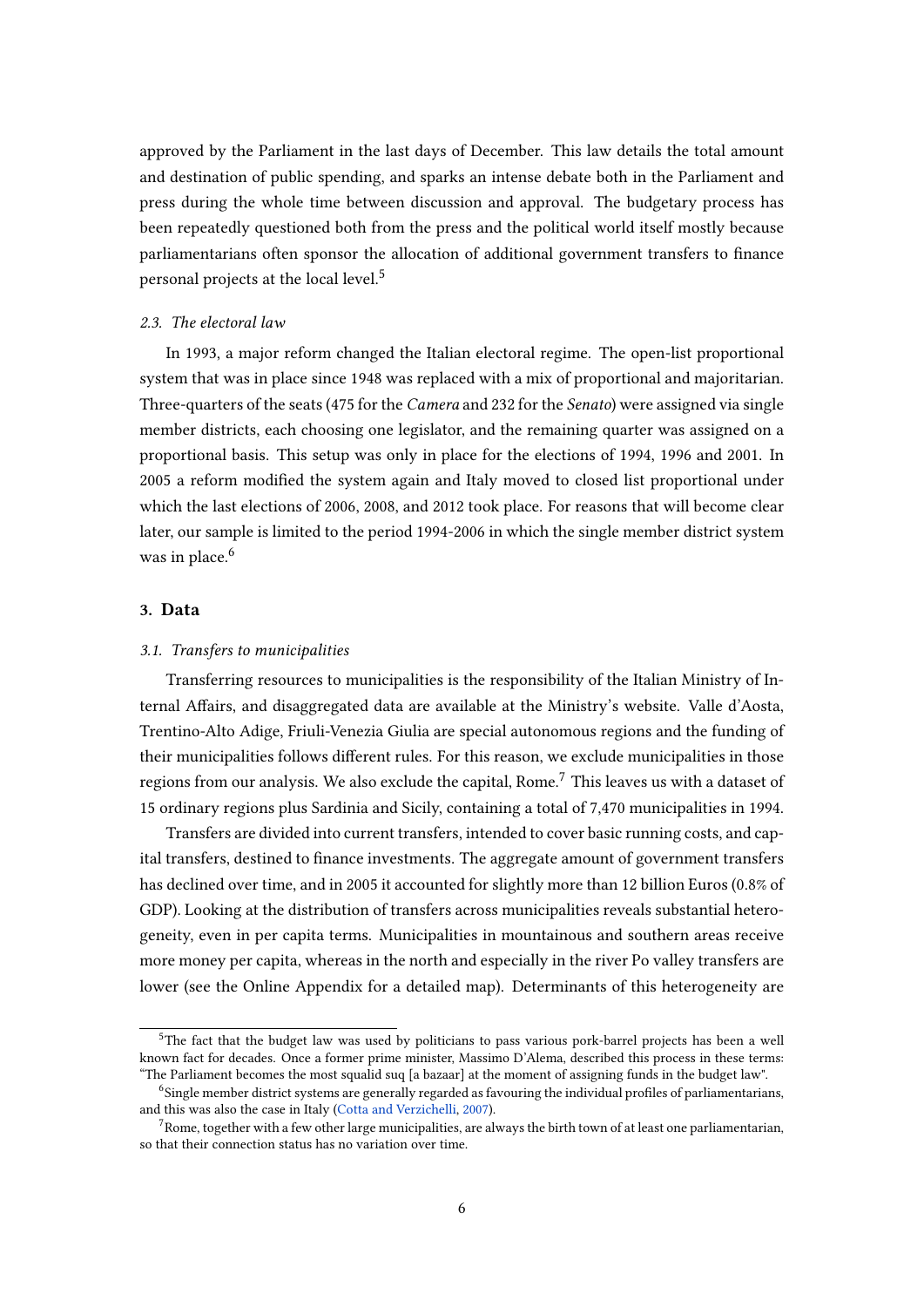approved by the Parliament in the last days of December. This law details the total amount and destination of public spending, and sparks an intense debate both in the Parliament and press during the whole time between discussion and approval. The budgetary process has been repeatedly questioned both from the press and the political world itself mostly because parliamentarians often sponsor the allocation of additional government transfers to finance personal projects at the local level.[5]

### *2.3. The electoral law*

In 1993, a major reform changed the Italian electoral regime. The open-list proportional system that was in place since 1948 was replaced with a mix of proportional and majoritarian. Three-quarters of the seats (475 for the *Camera* and 232 for the *Senato*) were assigned via single member districts, each choosing one legislator, and the remaining quarter was assigned on a proportional basis. This setup was only in place for the elections of 1994, 1996 and 2001. In 2005 a reform modified the system again and Italy moved to closed list proportional under which the last elections of 2006, 2008, and 2012 took place. For reasons that will become clear later, our sample is limited to the period 1994-2006 in which the single member district system was in place.[6]

## 3. Data

### *3.1. Transfers to municipalities*

Transferring resources to municipalities is the responsibility of the Italian Ministry of Internal Affairs, and disaggregated data are available at the Ministry's website. Valle d'Aosta, Trentino-Alto Adige, Friuli-Venezia Giulia are special autonomous regions and the funding of their municipalities follows different rules. For this reason, we exclude municipalities in those regions from our analysis. We also exclude the capital, Rome.[7] This leaves us with a dataset of 15 ordinary regions plus Sardinia and Sicily, containing a total of 7,470 municipalities in 1994.

Transfers are divided into current transfers, intended to cover basic running costs, and capital transfers, destined to finance investments. The aggregate amount of government transfers has declined over time, and in 2005 it accounted for slightly more than 12 billion Euros (0.8% of GDP). Looking at the distribution of transfers across municipalities reveals substantial heterogeneity, even in per capita terms. Municipalities in mountainous and southern areas receive more money per capita, whereas in the north and especially in the river Po valley transfers are lower (see the Online Appendix for a detailed map). Determinants of this heterogeneity are

---

[5] The fact that the budget law was used by politicians to pass various pork-barrel projects has been a well known fact for decades. Once a former prime minister, Massimo D'Alema, described this process in these terms: "The Parliament becomes the most squalid suq [a bazaar] at the moment of assigning funds in the budget law".

[6] Single member district systems are generally regarded as favouring the individual profiles of parliamentarians, and this was also the case in Italy (Cotta and Verzichelli, 2007).

[7] Rome, together with a few other large municipalities, are always the birth town of at least one parliamentarian, so that their connection status has no variation over time.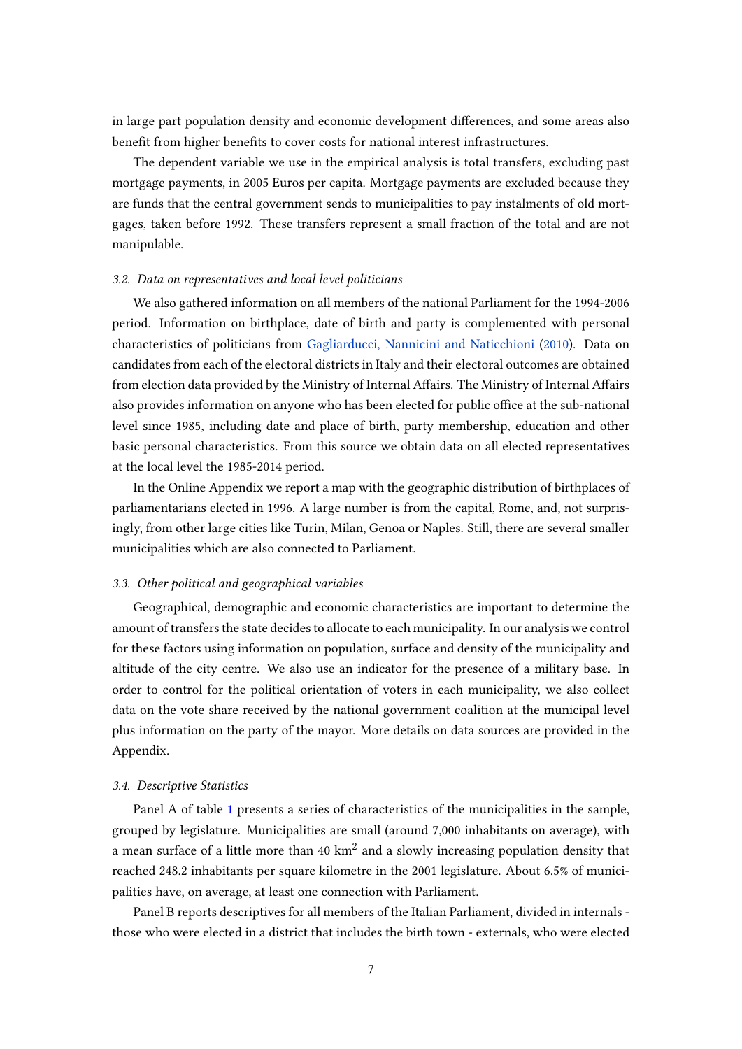in large part population density and economic development differences, and some areas also benefit from higher benefits to cover costs for national interest infrastructures.

The dependent variable we use in the empirical analysis is total transfers, excluding past mortgage payments, in 2005 Euros per capita. Mortgage payments are excluded because they are funds that the central government sends to municipalities to pay instalments of old mortgages, taken before 1992. These transfers represent a small fraction of the total and are not manipulable.

### *3.2. Data on representatives and local level politicians*

We also gathered information on all members of the national Parliament for the 1994-2006 period. Information on birthplace, date of birth and party is complemented with personal characteristics of politicians from Gagliarducci, Nannicini and Naticchioni (2010). Data on candidates from each of the electoral districts in Italy and their electoral outcomes are obtained from election data provided by the Ministry of Internal Affairs. The Ministry of Internal Affairs also provides information on anyone who has been elected for public office at the sub-national level since 1985, including date and place of birth, party membership, education and other basic personal characteristics. From this source we obtain data on all elected representatives at the local level the 1985-2014 period.

In the Online Appendix we report a map with the geographic distribution of birthplaces of parliamentarians elected in 1996. A large number is from the capital, Rome, and, not surprisingly, from other large cities like Turin, Milan, Genoa or Naples. Still, there are several smaller municipalities which are also connected to Parliament.

### *3.3. Other political and geographical variables*

Geographical, demographic and economic characteristics are important to determine the amount of transfers the state decides to allocate to each municipality. In our analysis we control for these factors using information on population, surface and density of the municipality and altitude of the city centre. We also use an indicator for the presence of a military base. In order to control for the political orientation of voters in each municipality, we also collect data on the vote share received by the national government coalition at the municipal level plus information on the party of the mayor. More details on data sources are provided in the Appendix.

### *3.4. Descriptive Statistics*

Panel A of table 1 presents a series of characteristics of the municipalities in the sample, grouped by legislature. Municipalities are small (around 7,000 inhabitants on average), with a mean surface of a little more than 40 km$^2$ and a slowly increasing population density that reached 248.2 inhabitants per square kilometre in the 2001 legislature. About 6.5% of municipalities have, on average, at least one connection with Parliament.

Panel B reports descriptives for all members of the Italian Parliament, divided in internals - those who were elected in a district that includes the birth town - externals, who were elected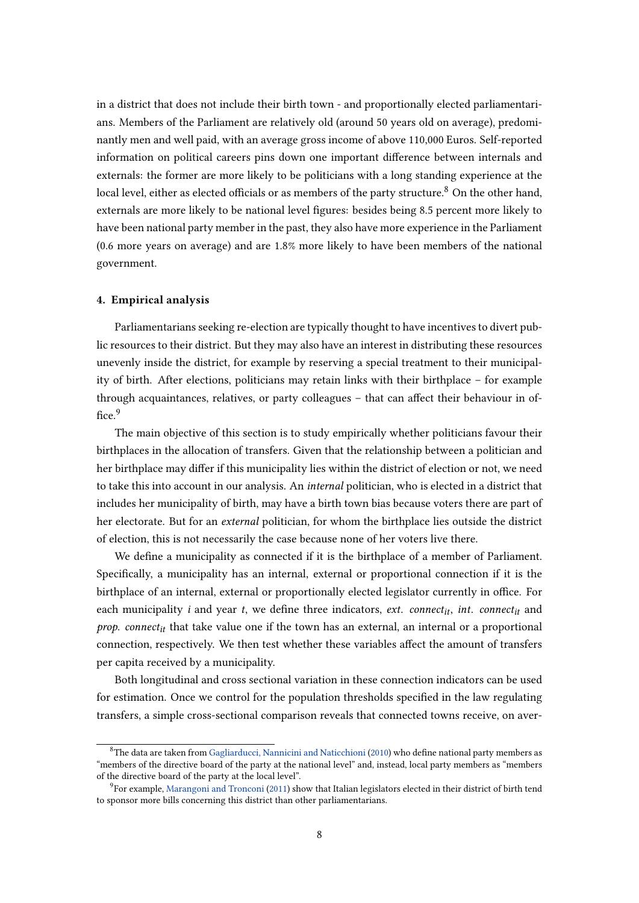in a district that does not include their birth town - and proportionally elected parliamentarians. Members of the Parliament are relatively old (around 50 years old on average), predominantly men and well paid, with an average gross income of above 110,000 Euros. Self-reported information on political careers pins down one important difference between internals and externals: the former are more likely to be politicians with a long standing experience at the local level, either as elected officials or as members of the party structure.[8] On the other hand, externals are more likely to be national level figures: besides being 8.5 percent more likely to have been national party member in the past, they also have more experience in the Parliament (0.6 more years on average) and are 1.8% more likely to have been members of the national government.

#### 4. Empirical analysis

Parliamentarians seeking re-election are typically thought to have incentives to divert public resources to their district. But they may also have an interest in distributing these resources unevenly inside the district, for example by reserving a special treatment to their municipality of birth. After elections, politicians may retain links with their birthplace – for example through acquaintances, relatives, or party colleagues – that can affect their behaviour in office.[9]

The main objective of this section is to study empirically whether politicians favour their birthplaces in the allocation of transfers. Given that the relationship between a politician and her birthplace may differ if this municipality lies within the district of election or not, we need to take this into account in our analysis. An *internal* politician, who is elected in a district that includes her municipality of birth, may have a birth town bias because voters there are part of her electorate. But for an *external* politician, for whom the birthplace lies outside the district of election, this is not necessarily the case because none of her voters live there.

We define a municipality as connected if it is the birthplace of a member of Parliament. Specifically, a municipality has an internal, external or proportional connection if it is the birthplace of an internal, external or proportionally elected legislator currently in office. For each municipality $i$ and year $t$, we define three indicators, $ext.\ connect_{it}$, $int.\ connect_{it}$ and $prop.\ connect_{it}$ that take value one if the town has an external, an internal or a proportional connection, respectively. We then test whether these variables affect the amount of transfers per capita received by a municipality.

Both longitudinal and cross sectional variation in these connection indicators can be used for estimation. Once we control for the population thresholds specified in the law regulating transfers, a simple cross-sectional comparison reveals that connected towns receive, on aver-

[8] The data are taken from Gagliarducci, Nannicini and Naticchioni (2010) who define national party members as "members of the directive board of the party at the national level" and, instead, local party members as "members of the directive board of the party at the local level".

[9] For example, Marangoni and Tronconi (2011) show that Italian legislators elected in their district of birth tend to sponsor more bills concerning this district than other parliamentarians.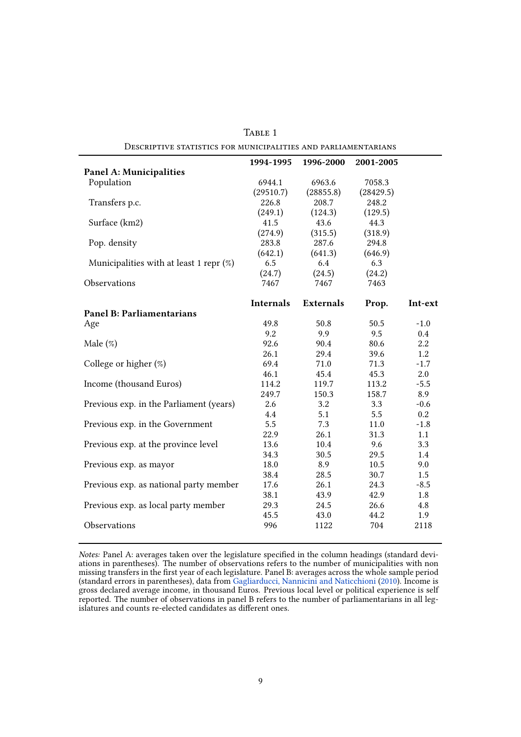Table 1

Descriptive statistics for municipalities and parliamentarians

| | 1994-1995 | 1996-2000 | 2001-2005 | |
|---|---|---|---|---|
| **Panel A: Municipalities** | | | | |
| Population | 6944.1 | 6963.6 | 7058.3 | |
| | (29510.7) | (28855.8) | (28429.5) | |
| Transfers p.c. | 226.8 | 208.7 | 248.2 | |
| | (249.1) | (124.3) | (129.5) | |
| Surface (km2) | 41.5 | 43.6 | 44.3 | |
| | (274.9) | (315.5) | (318.9) | |
| Pop. density | 283.8 | 287.6 | 294.8 | |
| | (642.1) | (641.3) | (646.9) | |
| Municipalities with at least 1 repr (%) | 6.5 | 6.4 | 6.3 | |
| | (24.7) | (24.5) | (24.2) | |
| Observations | 7467 | 7467 | 7463 | |
| | **Internals** | **Externals** | **Prop.** | **Int-ext** |
| **Panel B: Parliamentarians** | | | | |
| Age | 49.8 | 50.8 | 50.5 | -1.0 |
| | 9.2 | 9.9 | 9.5 | 0.4 |
| Male (%) | 92.6 | 90.4 | 80.6 | 2.2 |
| | 26.1 | 29.4 | 39.6 | 1.2 |
| College or higher (%) | 69.4 | 71.0 | 71.3 | -1.7 |
| | 46.1 | 45.4 | 45.3 | 2.0 |
| Income (thousand Euros) | 114.2 | 119.7 | 113.2 | -5.5 |
| | 249.7 | 150.3 | 158.7 | 8.9 |
| Previous exp. in the Parliament (years) | 2.6 | 3.2 | 3.3 | -0.6 |
| | 4.4 | 5.1 | 5.5 | 0.2 |
| Previous exp. in the Government | 5.5 | 7.3 | 11.0 | -1.8 |
| | 22.9 | 26.1 | 31.3 | 1.1 |
| Previous exp. at the province level | 13.6 | 10.4 | 9.6 | 3.3 |
| | 34.3 | 30.5 | 29.5 | 1.4 |
| Previous exp. as mayor | 18.0 | 8.9 | 10.5 | 9.0 |
| | 38.4 | 28.5 | 30.7 | 1.5 |
| Previous exp. as national party member | 17.6 | 26.1 | 24.3 | -8.5 |
| | 38.1 | 43.9 | 42.9 | 1.8 |
| Previous exp. as local party member | 29.3 | 24.5 | 26.6 | 4.8 |
| | 45.5 | 43.0 | 44.2 | 1.9 |
| Observations | 996 | 1122 | 704 | 2118 |

*Notes:* Panel A: averages taken over the legislature specified in the column headings (standard deviations in parentheses). The number of observations refers to the number of municipalities with non missing transfers in the first year of each legislature. Panel B: averages across the whole sample period (standard errors in parentheses), data from Gagliarducci, Nannicini and Naticchioni (2010). Income is gross declared average income, in thousand Euros. Previous local level or political experience is self reported. The number of observations in panel B refers to the number of parliamentarians in all legislatures and counts re-elected candidates as different ones.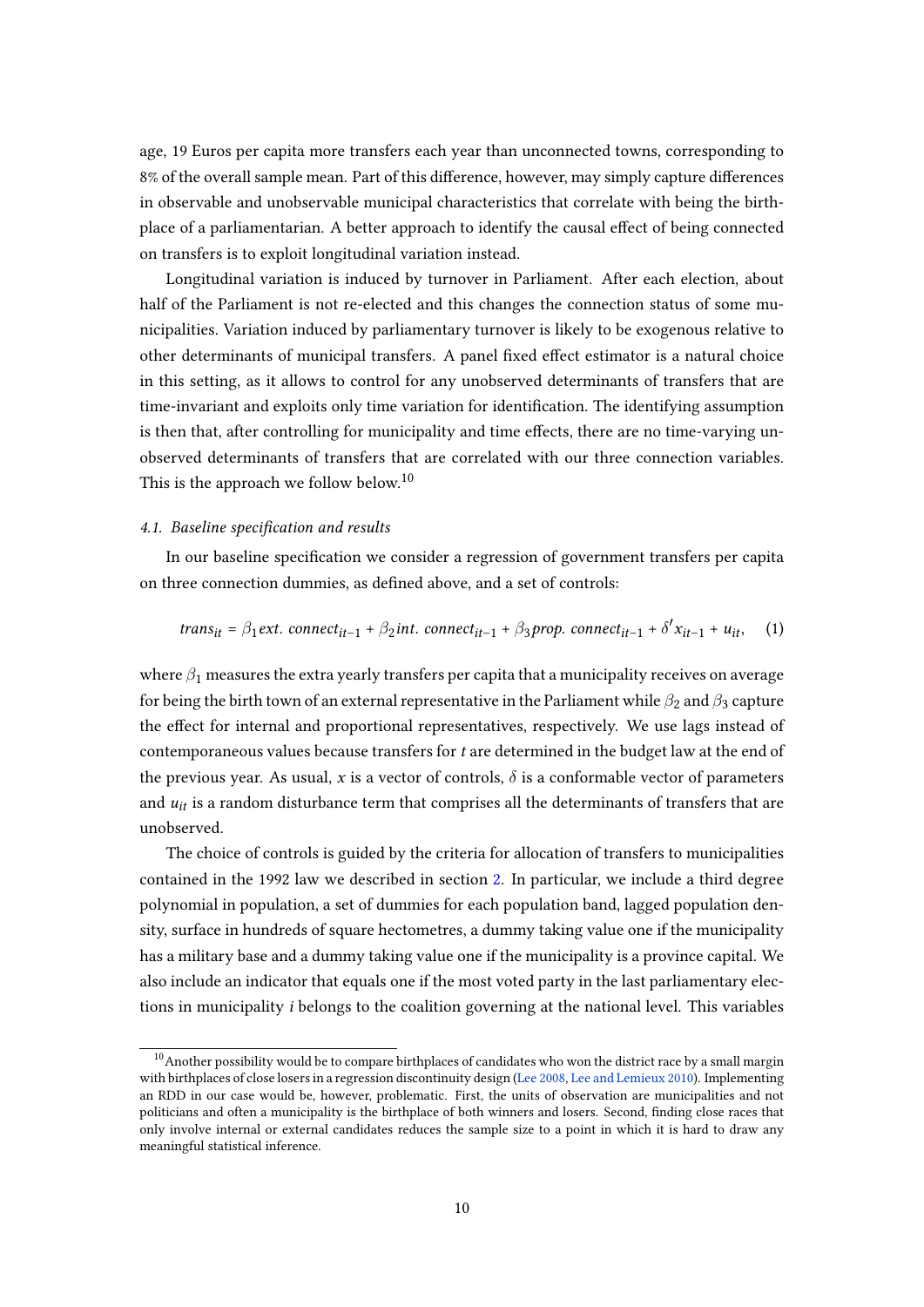age, 19 Euros per capita more transfers each year than unconnected towns, corresponding to 8% of the overall sample mean. Part of this difference, however, may simply capture differences in observable and unobservable municipal characteristics that correlate with being the birthplace of a parliamentarian. A better approach to identify the causal effect of being connected on transfers is to exploit longitudinal variation instead.

Longitudinal variation is induced by turnover in Parliament. After each election, about half of the Parliament is not re-elected and this changes the connection status of some municipalities. Variation induced by parliamentary turnover is likely to be exogenous relative to other determinants of municipal transfers. A panel fixed effect estimator is a natural choice in this setting, as it allows to control for any unobserved determinants of transfers that are time-invariant and exploits only time variation for identification. The identifying assumption is then that, after controlling for municipality and time effects, there are no time-varying unobserved determinants of transfers that are correlated with our three connection variables. This is the approach we follow below.[10]

### 4.1. *Baseline specification and results*

In our baseline specification we consider a regression of government transfers per capita on three connection dummies, as defined above, and a set of controls:

$$trans_{it} = \beta_1 ext.\ connect_{it-1} + \beta_2 int.\ connect_{it-1} + \beta_3 prop.\ connect_{it-1} + \delta' x_{it-1} + u_{it}, \quad (1)$$

where $\beta_1$ measures the extra yearly transfers per capita that a municipality receives on average for being the birth town of an external representative in the Parliament while $\beta_2$ and $\beta_3$ capture the effect for internal and proportional representatives, respectively. We use lags instead of contemporaneous values because transfers for $t$ are determined in the budget law at the end of the previous year. As usual, $x$ is a vector of controls, $\delta$ is a conformable vector of parameters and $u_{it}$ is a random disturbance term that comprises all the determinants of transfers that are unobserved.

The choice of controls is guided by the criteria for allocation of transfers to municipalities contained in the 1992 law we described in section 2. In particular, we include a third degree polynomial in population, a set of dummies for each population band, lagged population density, surface in hundreds of square hectometres, a dummy taking value one if the municipality has a military base and a dummy taking value one if the municipality is a province capital. We also include an indicator that equals one if the most voted party in the last parliamentary elections in municipality $i$ belongs to the coalition governing at the national level. This variables

[10] Another possibility would be to compare birthplaces of candidates who won the district race by a small margin with birthplaces of close losers in a regression discontinuity design (Lee 2008, Lee and Lemieux 2010). Implementing an RDD in our case would be, however, problematic. First, the units of observation are municipalities and not politicians and often a municipality is the birthplace of both winners and losers. Second, finding close races that only involve internal or external candidates reduces the sample size to a point in which it is hard to draw any meaningful statistical inference.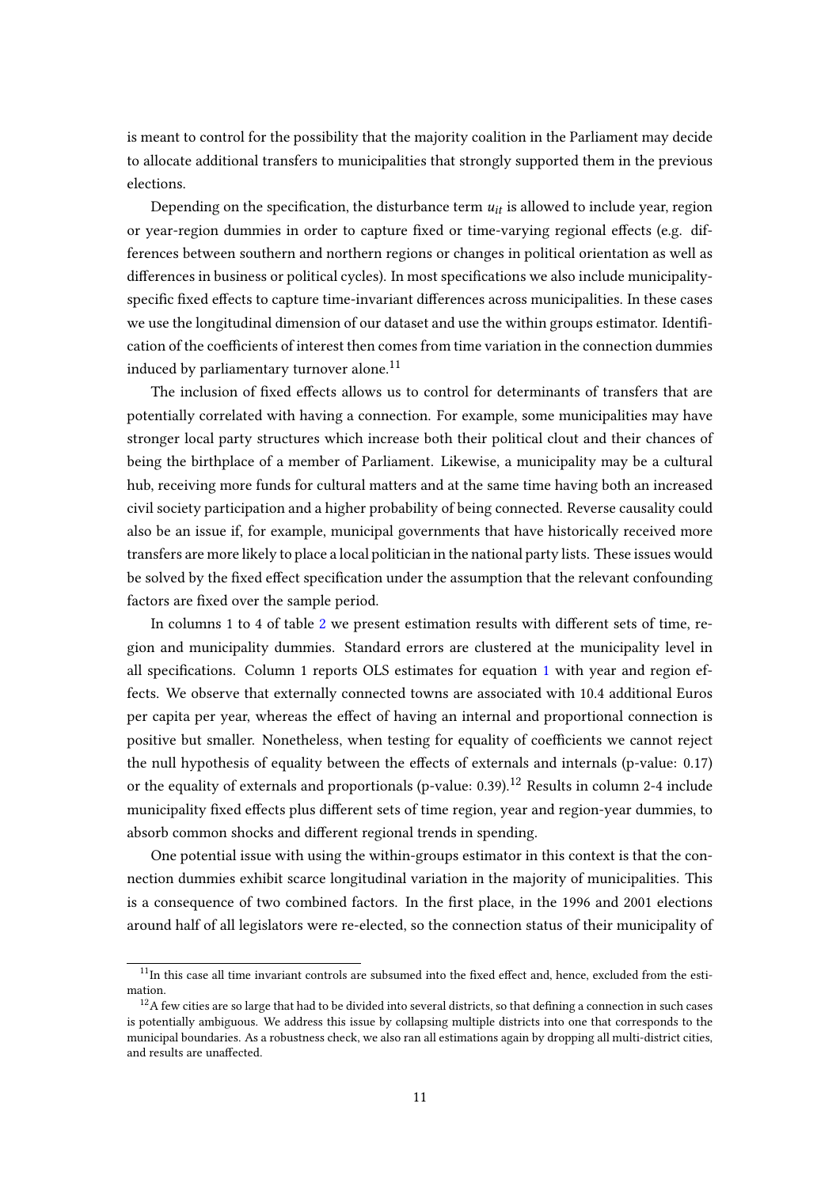is meant to control for the possibility that the majority coalition in the Parliament may decide to allocate additional transfers to municipalities that strongly supported them in the previous elections.

Depending on the specification, the disturbance term $u_{it}$ is allowed to include year, region or year-region dummies in order to capture fixed or time-varying regional effects (e.g. differences between southern and northern regions or changes in political orientation as well as differences in business or political cycles). In most specifications we also include municipality-specific fixed effects to capture time-invariant differences across municipalities. In these cases we use the longitudinal dimension of our dataset and use the within groups estimator. Identification of the coefficients of interest then comes from time variation in the connection dummies induced by parliamentary turnover alone.[11]

The inclusion of fixed effects allows us to control for determinants of transfers that are potentially correlated with having a connection. For example, some municipalities may have stronger local party structures which increase both their political clout and their chances of being the birthplace of a member of Parliament. Likewise, a municipality may be a cultural hub, receiving more funds for cultural matters and at the same time having both an increased civil society participation and a higher probability of being connected. Reverse causality could also be an issue if, for example, municipal governments that have historically received more transfers are more likely to place a local politician in the national party lists. These issues would be solved by the fixed effect specification under the assumption that the relevant confounding factors are fixed over the sample period.

In columns 1 to 4 of table 2 we present estimation results with different sets of time, region and municipality dummies. Standard errors are clustered at the municipality level in all specifications. Column 1 reports OLS estimates for equation 1 with year and region effects. We observe that externally connected towns are associated with 10.4 additional Euros per capita per year, whereas the effect of having an internal and proportional connection is positive but smaller. Nonetheless, when testing for equality of coefficients we cannot reject the null hypothesis of equality between the effects of externals and internals (p-value: 0.17) or the equality of externals and proportionals (p-value: 0.39).[12] Results in column 2-4 include municipality fixed effects plus different sets of time region, year and region-year dummies, to absorb common shocks and different regional trends in spending.

One potential issue with using the within-groups estimator in this context is that the connection dummies exhibit scarce longitudinal variation in the majority of municipalities. This is a consequence of two combined factors. In the first place, in the 1996 and 2001 elections around half of all legislators were re-elected, so the connection status of their municipality of

[11] In this case all time invariant controls are subsumed into the fixed effect and, hence, excluded from the estimation.

[12] A few cities are so large that had to be divided into several districts, so that defining a connection in such cases is potentially ambiguous. We address this issue by collapsing multiple districts into one that corresponds to the municipal boundaries. As a robustness check, we also ran all estimations again by dropping all multi-district cities, and results are unaffected.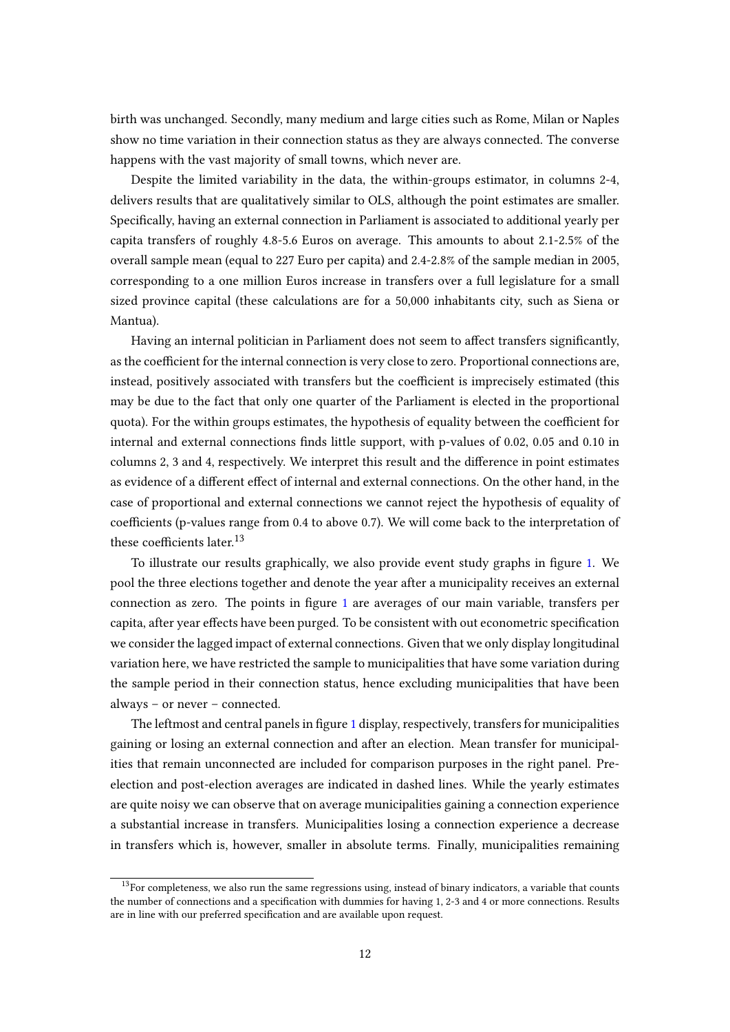birth was unchanged. Secondly, many medium and large cities such as Rome, Milan or Naples show no time variation in their connection status as they are always connected. The converse happens with the vast majority of small towns, which never are.

Despite the limited variability in the data, the within-groups estimator, in columns 2-4, delivers results that are qualitatively similar to OLS, although the point estimates are smaller. Specifically, having an external connection in Parliament is associated to additional yearly per capita transfers of roughly 4.8-5.6 Euros on average. This amounts to about 2.1-2.5% of the overall sample mean (equal to 227 Euro per capita) and 2.4-2.8% of the sample median in 2005, corresponding to a one million Euros increase in transfers over a full legislature for a small sized province capital (these calculations are for a 50,000 inhabitants city, such as Siena or Mantua).

Having an internal politician in Parliament does not seem to affect transfers significantly, as the coefficient for the internal connection is very close to zero. Proportional connections are, instead, positively associated with transfers but the coefficient is imprecisely estimated (this may be due to the fact that only one quarter of the Parliament is elected in the proportional quota). For the within groups estimates, the hypothesis of equality between the coefficient for internal and external connections finds little support, with p-values of 0.02, 0.05 and 0.10 in columns 2, 3 and 4, respectively. We interpret this result and the difference in point estimates as evidence of a different effect of internal and external connections. On the other hand, in the case of proportional and external connections we cannot reject the hypothesis of equality of coefficients (p-values range from 0.4 to above 0.7). We will come back to the interpretation of these coefficients later.[13]

To illustrate our results graphically, we also provide event study graphs in figure 1. We pool the three elections together and denote the year after a municipality receives an external connection as zero. The points in figure 1 are averages of our main variable, transfers per capita, after year effects have been purged. To be consistent with out econometric specification we consider the lagged impact of external connections. Given that we only display longitudinal variation here, we have restricted the sample to municipalities that have some variation during the sample period in their connection status, hence excluding municipalities that have been always – or never – connected.

The leftmost and central panels in figure 1 display, respectively, transfers for municipalities gaining or losing an external connection and after an election. Mean transfer for municipalities that remain unconnected are included for comparison purposes in the right panel. Pre-election and post-election averages are indicated in dashed lines. While the yearly estimates are quite noisy we can observe that on average municipalities gaining a connection experience a substantial increase in transfers. Municipalities losing a connection experience a decrease in transfers which is, however, smaller in absolute terms. Finally, municipalities remaining

[13] For completeness, we also run the same regressions using, instead of binary indicators, a variable that counts the number of connections and a specification with dummies for having 1, 2-3 and 4 or more connections. Results are in line with our preferred specification and are available upon request.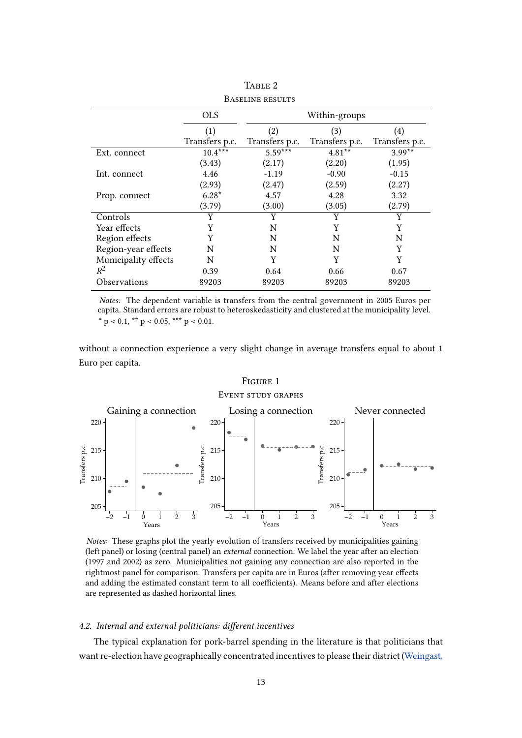TABLE 2

BASELINE RESULTS

| | OLS | Within-groups | | |
|---|---|---|---|---|
| | (1) | (2) | (3) | (4) |
| | Transfers p.c. | Transfers p.c. | Transfers p.c. | Transfers p.c. |
| Ext. connect | 10.4*** | 5.59*** | 4.81** | 3.99** |
| | (3.43) | (2.17) | (2.20) | (1.95) |
| Int. connect | 4.46 | -1.19 | -0.90 | -0.15 |
| | (2.93) | (2.47) | (2.59) | (2.27) |
| Prop. connect | 6.28* | 4.57 | 4.28 | 3.32 |
| | (3.79) | (3.00) | (3.05) | (2.79) |
| Controls | Y | Y | Y | Y |
| Year effects | Y | N | Y | Y |
| Region effects | Y | N | N | N |
| Region-year effects | N | N | N | Y |
| Municipality effects | N | Y | Y | Y |
| $R^2$ | 0.39 | 0.64 | 0.66 | 0.67 |
| Observations | 89203 | 89203 | 89203 | 89203 |

*Notes:* The dependent variable is transfers from the central government in 2005 Euros per capita. Standard errors are robust to heteroskedasticity and clustered at the municipality level. * $p < 0.1$, ** $p < 0.05$, *** $p < 0.01$.

without a connection experience a very slight change in average transfers equal to about 1 Euro per capita.

FIGURE 1

EVENT STUDY GRAPHS

*Notes:* These graphs plot the yearly evolution of transfers received by municipalities gaining (left panel) or losing (central panel) an *external* connection. We label the year after an election (1997 and 2002) as zero. Municipalities not gaining any connection are also reported in the rightmost panel for comparison. Transfers per capita are in Euros (after removing year effects and adding the estimated constant term to all coefficients). Means before and after elections are represented as dashed horizontal lines.

### 4.2. Internal and external politicians: different incentives

The typical explanation for pork-barrel spending in the literature is that politicians that want re-election have geographically concentrated incentives to please their district (Weingast,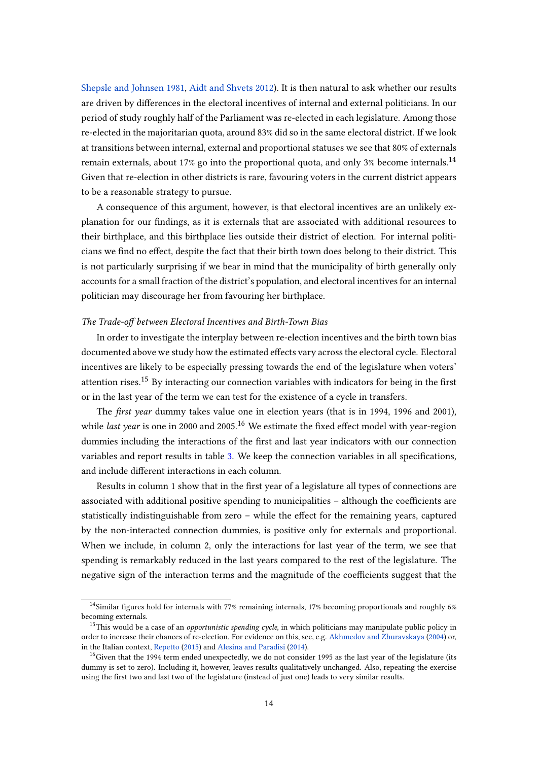Shepsle and Johnsen 1981, Aidt and Shvets 2012). It is then natural to ask whether our results are driven by differences in the electoral incentives of internal and external politicians. In our period of study roughly half of the Parliament was re-elected in each legislature. Among those re-elected in the majoritarian quota, around 83% did so in the same electoral district. If we look at transitions between internal, external and proportional statuses we see that 80% of externals remain externals, about 17% go into the proportional quota, and only 3% become internals.[14] Given that re-election in other districts is rare, favouring voters in the current district appears to be a reasonable strategy to pursue.

A consequence of this argument, however, is that electoral incentives are an unlikely explanation for our findings, as it is externals that are associated with additional resources to their birthplace, and this birthplace lies outside their district of election. For internal politicians we find no effect, despite the fact that their birth town does belong to their district. This is not particularly surprising if we bear in mind that the municipality of birth generally only accounts for a small fraction of the district's population, and electoral incentives for an internal politician may discourage her from favouring her birthplace.

*The Trade-off between Electoral Incentives and Birth-Town Bias*

In order to investigate the interplay between re-election incentives and the birth town bias documented above we study how the estimated effects vary across the electoral cycle. Electoral incentives are likely to be especially pressing towards the end of the legislature when voters' attention rises.[15] By interacting our connection variables with indicators for being in the first or in the last year of the term we can test for the existence of a cycle in transfers.

The *first year* dummy takes value one in election years (that is in 1994, 1996 and 2001), while *last year* is one in 2000 and 2005.[16] We estimate the fixed effect model with year-region dummies including the interactions of the first and last year indicators with our connection variables and report results in table 3. We keep the connection variables in all specifications, and include different interactions in each column.

Results in column 1 show that in the first year of a legislature all types of connections are associated with additional positive spending to municipalities – although the coefficients are statistically indistinguishable from zero – while the effect for the remaining years, captured by the non-interacted connection dummies, is positive only for externals and proportional. When we include, in column 2, only the interactions for last year of the term, we see that spending is remarkably reduced in the last years compared to the rest of the legislature. The negative sign of the interaction terms and the magnitude of the coefficients suggest that the

[14] Similar figures hold for internals with 77% remaining internals, 17% becoming proportionals and roughly 6% becoming externals.

[15] This would be a case of an *opportunistic spending cycle*, in which politicians may manipulate public policy in order to increase their chances of re-election. For evidence on this, see, e.g. Akhmedov and Zhuravskaya (2004) or, in the Italian context, Repetto (2015) and Alesina and Paradisi (2014).

[16] Given that the 1994 term ended unexpectedly, we do not consider 1995 as the last year of the legislature (its dummy is set to zero). Including it, however, leaves results qualitatively unchanged. Also, repeating the exercise using the first two and last two of the legislature (instead of just one) leads to very similar results.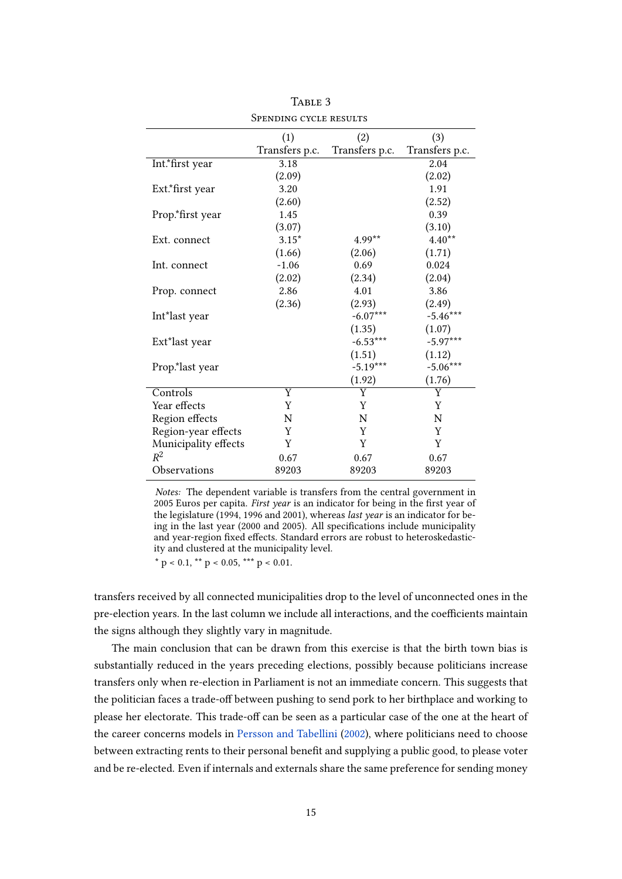TABLE 3

SPENDING CYCLE RESULTS

| | (1) | (2) | (3) |
|---|---|---|---|
| | Transfers p.c. | Transfers p.c. | Transfers p.c. |
| Int.*first year | 3.18 | | 2.04 |
| | (2.09) | | (2.02) |
| Ext.*first year | 3.20 | | 1.91 |
| | (2.60) | | (2.52) |
| Prop.*first year | 1.45 | | 0.39 |
| | (3.07) | | (3.10) |
| Ext. connect | 3.15* | 4.99** | 4.40** |
| | (1.66) | (2.06) | (1.71) |
| Int. connect | -1.06 | 0.69 | 0.024 |
| | (2.02) | (2.34) | (2.04) |
| Prop. connect | 2.86 | 4.01 | 3.86 |
| | (2.36) | (2.93) | (2.49) |
| Int*last year | | -6.07*** | -5.46*** |
| | | (1.35) | (1.07) |
| Ext*last year | | -6.53*** | -5.97*** |
| | | (1.51) | (1.12) |
| Prop.*last year | | -5.19*** | -5.06*** |
| | | (1.92) | (1.76) |
| Controls | Y | Y | Y |
| Year effects | Y | Y | Y |
| Region effects | N | N | N |
| Region-year effects | Y | Y | Y |
| Municipality effects | Y | Y | Y |
| $R^2$ | 0.67 | 0.67 | 0.67 |
| Observations | 89203 | 89203 | 89203 |

*Notes:* The dependent variable is transfers from the central government in 2005 Euros per capita. *First year* is an indicator for being in the first year of the legislature (1994, 1996 and 2001), whereas *last year* is an indicator for being in the last year (2000 and 2005). All specifications include municipality and year-region fixed effects. Standard errors are robust to heteroskedasticity and clustered at the municipality level.

* $p < 0.1$, ** $p < 0.05$, *** $p < 0.01$.

transfers received by all connected municipalities drop to the level of unconnected ones in the pre-election years. In the last column we include all interactions, and the coefficients maintain the signs although they slightly vary in magnitude.

The main conclusion that can be drawn from this exercise is that the birth town bias is substantially reduced in the years preceding elections, possibly because politicians increase transfers only when re-election in Parliament is not an immediate concern. This suggests that the politician faces a trade-off between pushing to send pork to her birthplace and working to please her electorate. This trade-off can be seen as a particular case of the one at the heart of the career concerns models in Persson and Tabellini (2002), where politicians need to choose between extracting rents to their personal benefit and supplying a public good, to please voter and be re-elected. Even if internals and externals share the same preference for sending money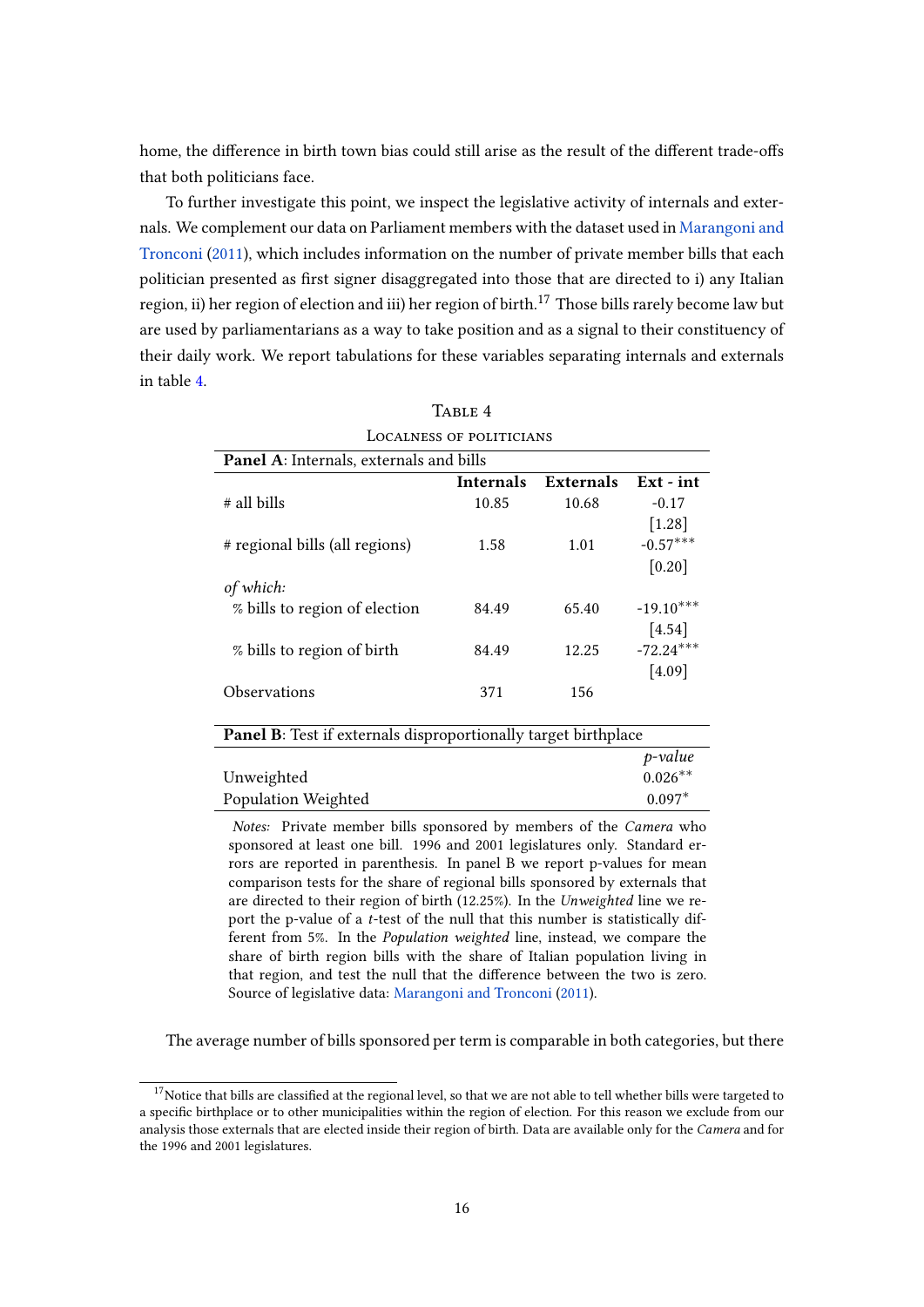home, the difference in birth town bias could still arise as the result of the different trade-offs that both politicians face.

To further investigate this point, we inspect the legislative activity of internals and externals. We complement our data on Parliament members with the dataset used in Marangoni and Tronconi (2011), which includes information on the number of private member bills that each politician presented as first signer disaggregated into those that are directed to i) any Italian region, ii) her region of election and iii) her region of birth.[17] Those bills rarely become law but are used by parliamentarians as a way to take position and as a signal to their constituency of their daily work. We report tabulations for these variables separating internals and externals in table 4.

Table 4

Localness of politicians

| **Panel A**: Internals, externals and bills | | | |
|---|---|---|---|
| | **Internals** | **Externals** | **Ext - int** |
| # all bills | 10.85 | 10.68 | -0.17 |
| | | | [1.28] |
| # regional bills (all regions) | 1.58 | 1.01 | -0.57*** |
| | | | [0.20] |
| *of which:* | | | |
| % bills to region of election | 84.49 | 65.40 | -19.10*** |
| | | | [4.54] |
| % bills to region of birth | 84.49 | 12.25 | -72.24*** |
| | | | [4.09] |
| Observations | 371 | 156 | |

| **Panel B**: Test if externals disproportionally target birthplace | |
|---|---|
| | *p-value* |
| Unweighted | 0.026** |
| Population Weighted | 0.097* |

*Notes:* Private member bills sponsored by members of the *Camera* who sponsored at least one bill. 1996 and 2001 legislatures only. Standard errors are reported in parenthesis. In panel B we report p-values for mean comparison tests for the share of regional bills sponsored by externals that are directed to their region of birth (12.25%). In the *Unweighted* line we report the p-value of a $t$-test of the null that this number is statistically different from 5%. In the *Population weighted* line, instead, we compare the share of birth region bills with the share of Italian population living in that region, and test the null that the difference between the two is zero. Source of legislative data: Marangoni and Tronconi (2011).

The average number of bills sponsored per term is comparable in both categories, but there

[17] Notice that bills are classified at the regional level, so that we are not able to tell whether bills were targeted to a specific birthplace or to other municipalities within the region of election. For this reason we exclude from our analysis those externals that are elected inside their region of birth. Data are available only for the *Camera* and for the 1996 and 2001 legislatures.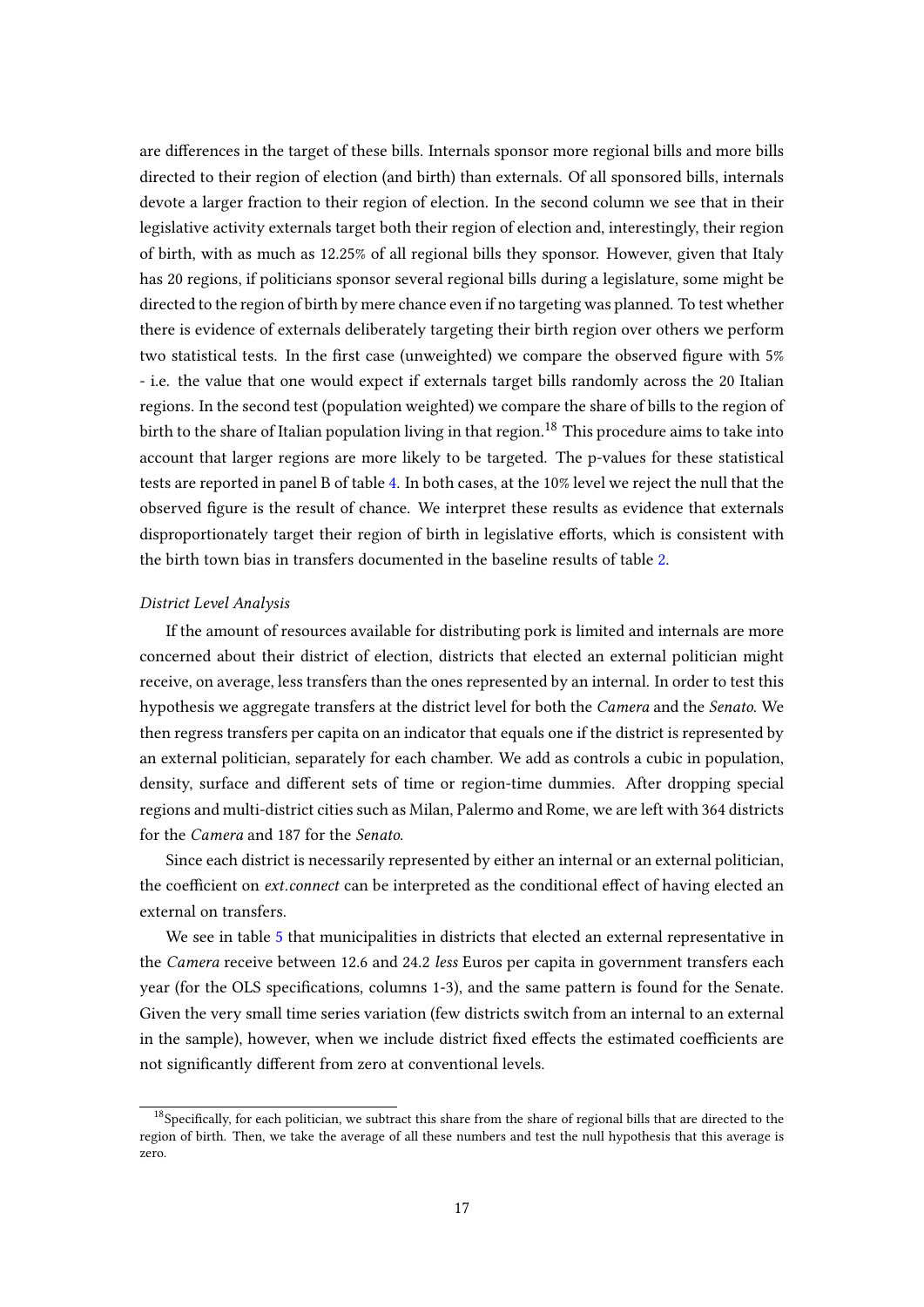are differences in the target of these bills. Internals sponsor more regional bills and more bills directed to their region of election (and birth) than externals. Of all sponsored bills, internals devote a larger fraction to their region of election. In the second column we see that in their legislative activity externals target both their region of election and, interestingly, their region of birth, with as much as 12.25% of all regional bills they sponsor. However, given that Italy has 20 regions, if politicians sponsor several regional bills during a legislature, some might be directed to the region of birth by mere chance even if no targeting was planned. To test whether there is evidence of externals deliberately targeting their birth region over others we perform two statistical tests. In the first case (unweighted) we compare the observed figure with 5% - i.e. the value that one would expect if externals target bills randomly across the 20 Italian regions. In the second test (population weighted) we compare the share of bills to the region of birth to the share of Italian population living in that region.[18] This procedure aims to take into account that larger regions are more likely to be targeted. The p-values for these statistical tests are reported in panel B of table 4. In both cases, at the 10% level we reject the null that the observed figure is the result of chance. We interpret these results as evidence that externals disproportionately target their region of birth in legislative efforts, which is consistent with the birth town bias in transfers documented in the baseline results of table 2.

*District Level Analysis*

If the amount of resources available for distributing pork is limited and internals are more concerned about their district of election, districts that elected an external politician might receive, on average, less transfers than the ones represented by an internal. In order to test this hypothesis we aggregate transfers at the district level for both the *Camera* and the *Senato*. We then regress transfers per capita on an indicator that equals one if the district is represented by an external politician, separately for each chamber. We add as controls a cubic in population, density, surface and different sets of time or region-time dummies. After dropping special regions and multi-district cities such as Milan, Palermo and Rome, we are left with 364 districts for the *Camera* and 187 for the *Senato*.

Since each district is necessarily represented by either an internal or an external politician, the coefficient on *ext.connect* can be interpreted as the conditional effect of having elected an external on transfers.

We see in table 5 that municipalities in districts that elected an external representative in the *Camera* receive between 12.6 and 24.2 *less* Euros per capita in government transfers each year (for the OLS specifications, columns 1-3), and the same pattern is found for the Senate. Given the very small time series variation (few districts switch from an internal to an external in the sample), however, when we include district fixed effects the estimated coefficients are not significantly different from zero at conventional levels.

[18] Specifically, for each politician, we subtract this share from the share of regional bills that are directed to the region of birth. Then, we take the average of all these numbers and test the null hypothesis that this average is zero.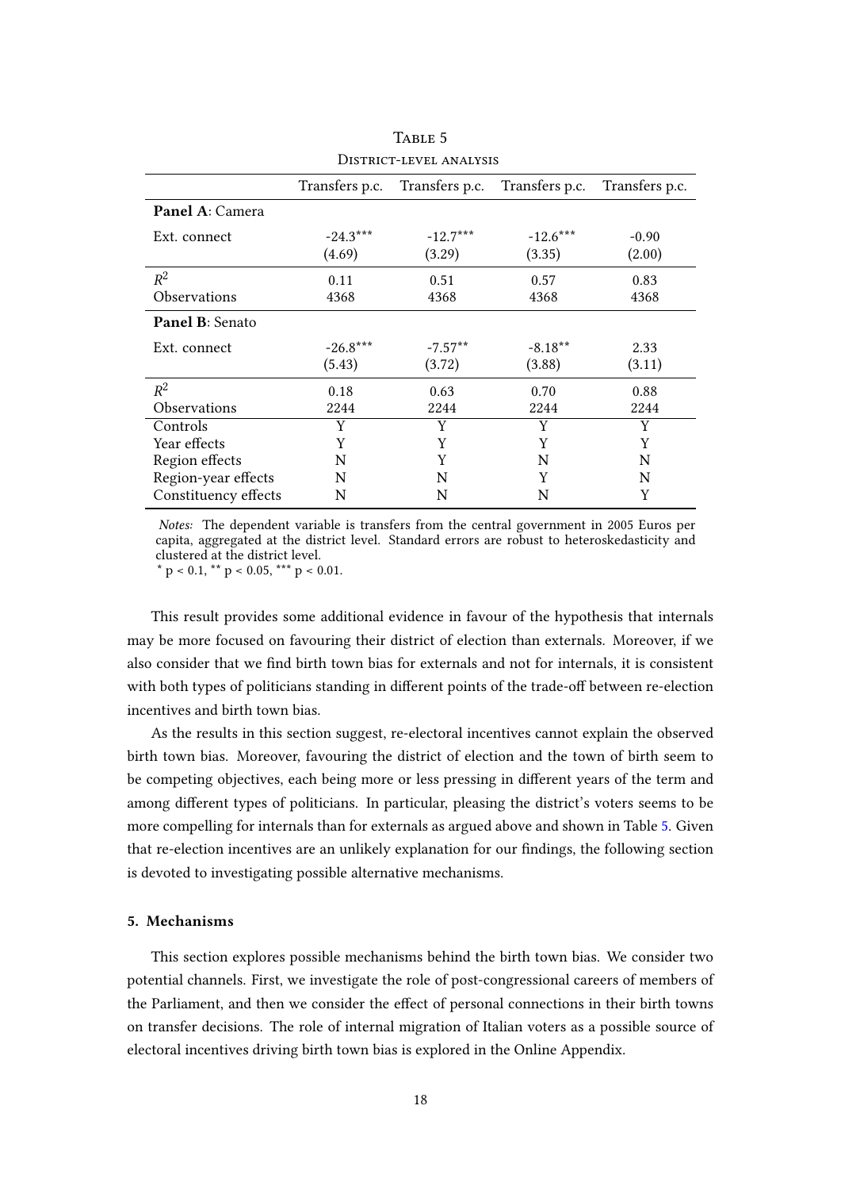Table 5

District-level analysis

| | Transfers p.c. | Transfers p.c. | Transfers p.c. | Transfers p.c. |
|---|---|---|---|---|
| **Panel A**: Camera | | | | |
| Ext. connect | -24.3*** | -12.7*** | -12.6*** | -0.90 |
| | (4.69) | (3.29) | (3.35) | (2.00) |
| $R^2$ | 0.11 | 0.51 | 0.57 | 0.83 |
| Observations | 4368 | 4368 | 4368 | 4368 |
| **Panel B**: Senato | | | | |
| Ext. connect | -26.8*** | -7.57** | -8.18** | 2.33 |
| | (5.43) | (3.72) | (3.88) | (3.11) |
| $R^2$ | 0.18 | 0.63 | 0.70 | 0.88 |
| Observations | 2244 | 2244 | 2244 | 2244 |
| Controls | Y | Y | Y | Y |
| Year effects | Y | Y | Y | Y |
| Region effects | N | Y | N | N |
| Region-year effects | N | N | Y | N |
| Constituency effects | N | N | N | Y |

*Notes:* The dependent variable is transfers from the central government in 2005 Euros per capita, aggregated at the district level. Standard errors are robust to heteroskedasticity and clustered at the district level.
* $p < 0.1$, ** $p < 0.05$, *** $p < 0.01$.

This result provides some additional evidence in favour of the hypothesis that internals may be more focused on favouring their district of election than externals. Moreover, if we also consider that we find birth town bias for externals and not for internals, it is consistent with both types of politicians standing in different points of the trade-off between re-election incentives and birth town bias.

As the results in this section suggest, re-electoral incentives cannot explain the observed birth town bias. Moreover, favouring the district of election and the town of birth seem to be competing objectives, each being more or less pressing in different years of the term and among different types of politicians. In particular, pleasing the district's voters seems to be more compelling for internals than for externals as argued above and shown in Table 5. Given that re-election incentives are an unlikely explanation for our findings, the following section is devoted to investigating possible alternative mechanisms.

## 5. Mechanisms

This section explores possible mechanisms behind the birth town bias. We consider two potential channels. First, we investigate the role of post-congressional careers of members of the Parliament, and then we consider the effect of personal connections in their birth towns on transfer decisions. The role of internal migration of Italian voters as a possible source of electoral incentives driving birth town bias is explored in the Online Appendix.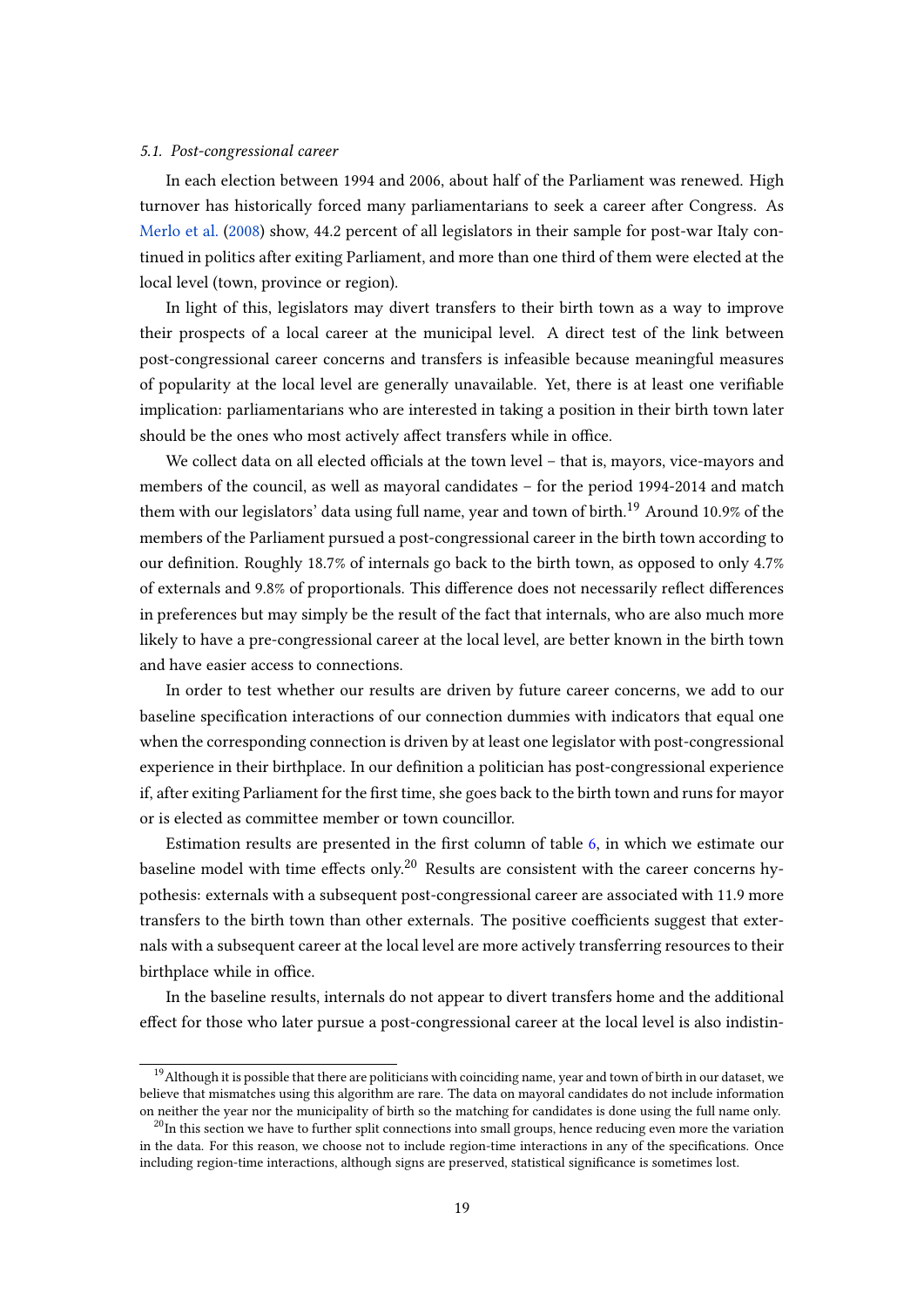### *5.1. Post-congressional career*

In each election between 1994 and 2006, about half of the Parliament was renewed. High turnover has historically forced many parliamentarians to seek a career after Congress. As Merlo et al. (2008) show, 44.2 percent of all legislators in their sample for post-war Italy continued in politics after exiting Parliament, and more than one third of them were elected at the local level (town, province or region).

In light of this, legislators may divert transfers to their birth town as a way to improve their prospects of a local career at the municipal level. A direct test of the link between post-congressional career concerns and transfers is infeasible because meaningful measures of popularity at the local level are generally unavailable. Yet, there is at least one verifiable implication: parliamentarians who are interested in taking a position in their birth town later should be the ones who most actively affect transfers while in office.

We collect data on all elected officials at the town level – that is, mayors, vice-mayors and members of the council, as well as mayoral candidates – for the period 1994-2014 and match them with our legislators' data using full name, year and town of birth.[19] Around 10.9% of the members of the Parliament pursued a post-congressional career in the birth town according to our definition. Roughly 18.7% of internals go back to the birth town, as opposed to only 4.7% of externals and 9.8% of proportionals. This difference does not necessarily reflect differences in preferences but may simply be the result of the fact that internals, who are also much more likely to have a pre-congressional career at the local level, are better known in the birth town and have easier access to connections.

In order to test whether our results are driven by future career concerns, we add to our baseline specification interactions of our connection dummies with indicators that equal one when the corresponding connection is driven by at least one legislator with post-congressional experience in their birthplace. In our definition a politician has post-congressional experience if, after exiting Parliament for the first time, she goes back to the birth town and runs for mayor or is elected as committee member or town councillor.

Estimation results are presented in the first column of table 6, in which we estimate our baseline model with time effects only.[20] Results are consistent with the career concerns hypothesis: externals with a subsequent post-congressional career are associated with 11.9 more transfers to the birth town than other externals. The positive coefficients suggest that externals with a subsequent career at the local level are more actively transferring resources to their birthplace while in office.

In the baseline results, internals do not appear to divert transfers home and the additional effect for those who later pursue a post-congressional career at the local level is also indistin-

---

[19] Although it is possible that there are politicians with coinciding name, year and town of birth in our dataset, we believe that mismatches using this algorithm are rare. The data on mayoral candidates do not include information on neither the year nor the municipality of birth so the matching for candidates is done using the full name only.

[20] In this section we have to further split connections into small groups, hence reducing even more the variation in the data. For this reason, we choose not to include region-time interactions in any of the specifications. Once including region-time interactions, although signs are preserved, statistical significance is sometimes lost.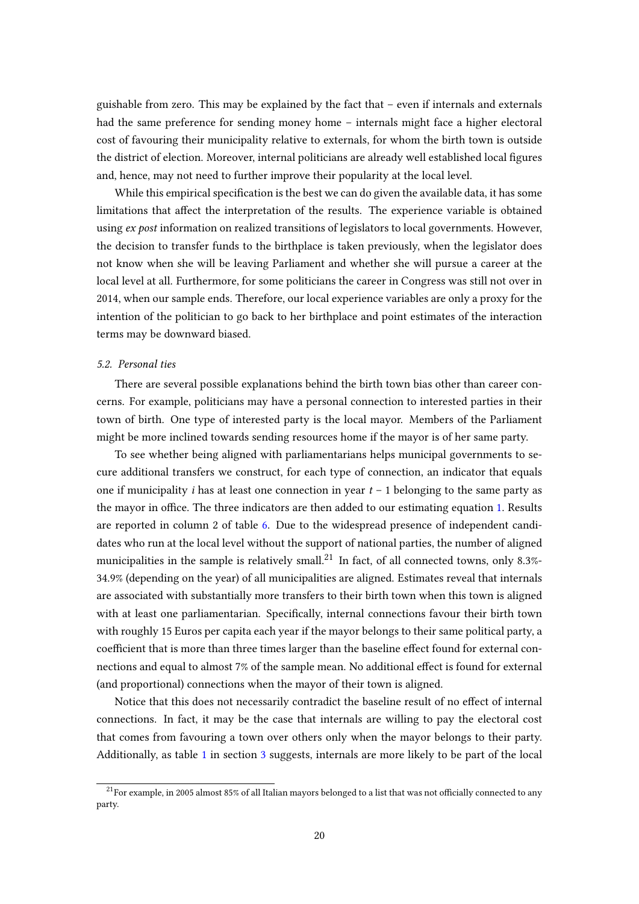guishable from zero. This may be explained by the fact that – even if internals and externals had the same preference for sending money home – internals might face a higher electoral cost of favouring their municipality relative to externals, for whom the birth town is outside the district of election. Moreover, internal politicians are already well established local figures and, hence, may not need to further improve their popularity at the local level.

While this empirical specification is the best we can do given the available data, it has some limitations that affect the interpretation of the results. The experience variable is obtained using *ex post* information on realized transitions of legislators to local governments. However, the decision to transfer funds to the birthplace is taken previously, when the legislator does not know when she will be leaving Parliament and whether she will pursue a career at the local level at all. Furthermore, for some politicians the career in Congress was still not over in 2014, when our sample ends. Therefore, our local experience variables are only a proxy for the intention of the politician to go back to her birthplace and point estimates of the interaction terms may be downward biased.

### *5.2. Personal ties*

There are several possible explanations behind the birth town bias other than career concerns. For example, politicians may have a personal connection to interested parties in their town of birth. One type of interested party is the local mayor. Members of the Parliament might be more inclined towards sending resources home if the mayor is of her same party.

To see whether being aligned with parliamentarians helps municipal governments to secure additional transfers we construct, for each type of connection, an indicator that equals one if municipality $i$ has at least one connection in year $t-1$ belonging to the same party as the mayor in office. The three indicators are then added to our estimating equation 1. Results are reported in column 2 of table 6. Due to the widespread presence of independent candidates who run at the local level without the support of national parties, the number of aligned municipalities in the sample is relatively small.[21] In fact, of all connected towns, only 8.3%-34.9% (depending on the year) of all municipalities are aligned. Estimates reveal that internals are associated with substantially more transfers to their birth town when this town is aligned with at least one parliamentarian. Specifically, internal connections favour their birth town with roughly 15 Euros per capita each year if the mayor belongs to their same political party, a coefficient that is more than three times larger than the baseline effect found for external connections and equal to almost 7% of the sample mean. No additional effect is found for external (and proportional) connections when the mayor of their town is aligned.

Notice that this does not necessarily contradict the baseline result of no effect of internal connections. In fact, it may be the case that internals are willing to pay the electoral cost that comes from favouring a town over others only when the mayor belongs to their party. Additionally, as table 1 in section 3 suggests, internals are more likely to be part of the local

[21] For example, in 2005 almost 85% of all Italian mayors belonged to a list that was not officially connected to any party.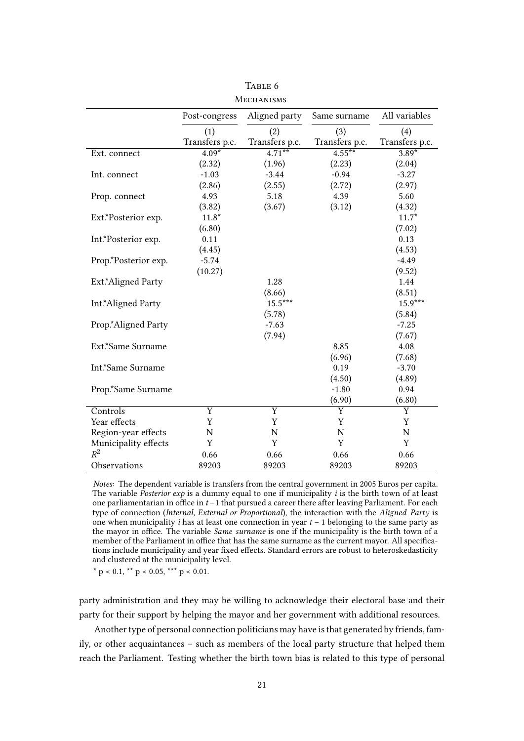TABLE 6

MECHANISMS

| | Post-congress | Aligned party | Same surname | All variables |
|---|---|---|---|---|
| | (1) | (2) | (3) | (4) |
| | Transfers p.c. | Transfers p.c. | Transfers p.c. | Transfers p.c. |
| Ext. connect | 4.09* | 4.71** | 4.55** | 3.89* |
| | (2.32) | (1.96) | (2.23) | (2.04) |
| Int. connect | -1.03 | -3.44 | -0.94 | -3.27 |
| | (2.86) | (2.55) | (2.72) | (2.97) |
| Prop. connect | 4.93 | 5.18 | 4.39 | 5.60 |
| | (3.82) | (3.67) | (3.12) | (4.32) |
| Ext.*Posterior exp. | 11.8* | | | 11.7* |
| | (6.80) | | | (7.02) |
| Int.*Posterior exp. | 0.11 | | | 0.13 |
| | (4.45) | | | (4.53) |
| Prop.*Posterior exp. | -5.74 | | | -4.49 |
| | (10.27) | | | (9.52) |
| Ext.*Aligned Party | | 1.28 | | 1.44 |
| | | (8.66) | | (8.51) |
| Int.*Aligned Party | | 15.5*** | | 15.9*** |
| | | (5.78) | | (5.84) |
| Prop.*Aligned Party | | -7.63 | | -7.25 |
| | | (7.94) | | (7.67) |
| Ext.*Same Surname | | | 8.85 | 4.08 |
| | | | (6.96) | (7.68) |
| Int.*Same Surname | | | 0.19 | -3.70 |
| | | | (4.50) | (4.89) |
| Prop.*Same Surname | | | -1.80 | 0.94 |
| | | | (6.90) | (6.80) |
| Controls | Y | Y | Y | Y |
| Year effects | Y | Y | Y | Y |
| Region-year effects | N | N | N | N |
| Municipality effects | Y | Y | Y | Y |
| $R^2$ | 0.66 | 0.66 | 0.66 | 0.66 |
| Observations | 89203 | 89203 | 89203 | 89203 |

*Notes:* The dependent variable is transfers from the central government in 2005 Euros per capita. The variable *Posterior exp* is a dummy equal to one if municipality $i$ is the birth town of at least one parliamentarian in office in $t-1$ that pursued a career there after leaving Parliament. For each type of connection (*Internal, External or Proportional*), the interaction with the *Aligned Party* is one when municipality $i$ has at least one connection in year $t-1$ belonging to the same party as the mayor in office. The variable *Same surname* is one if the municipality is the birth town of a member of the Parliament in office that has the same surname as the current mayor. All specifications include municipality and year fixed effects. Standard errors are robust to heteroskedasticity and clustered at the municipality level.

* $p < 0.1$, ** $p < 0.05$, *** $p < 0.01$.

party administration and they may be willing to acknowledge their electoral base and their party for their support by helping the mayor and her government with additional resources.

Another type of personal connection politicians may have is that generated by friends, family, or other acquaintances – such as members of the local party structure that helped them reach the Parliament. Testing whether the birth town bias is related to this type of personal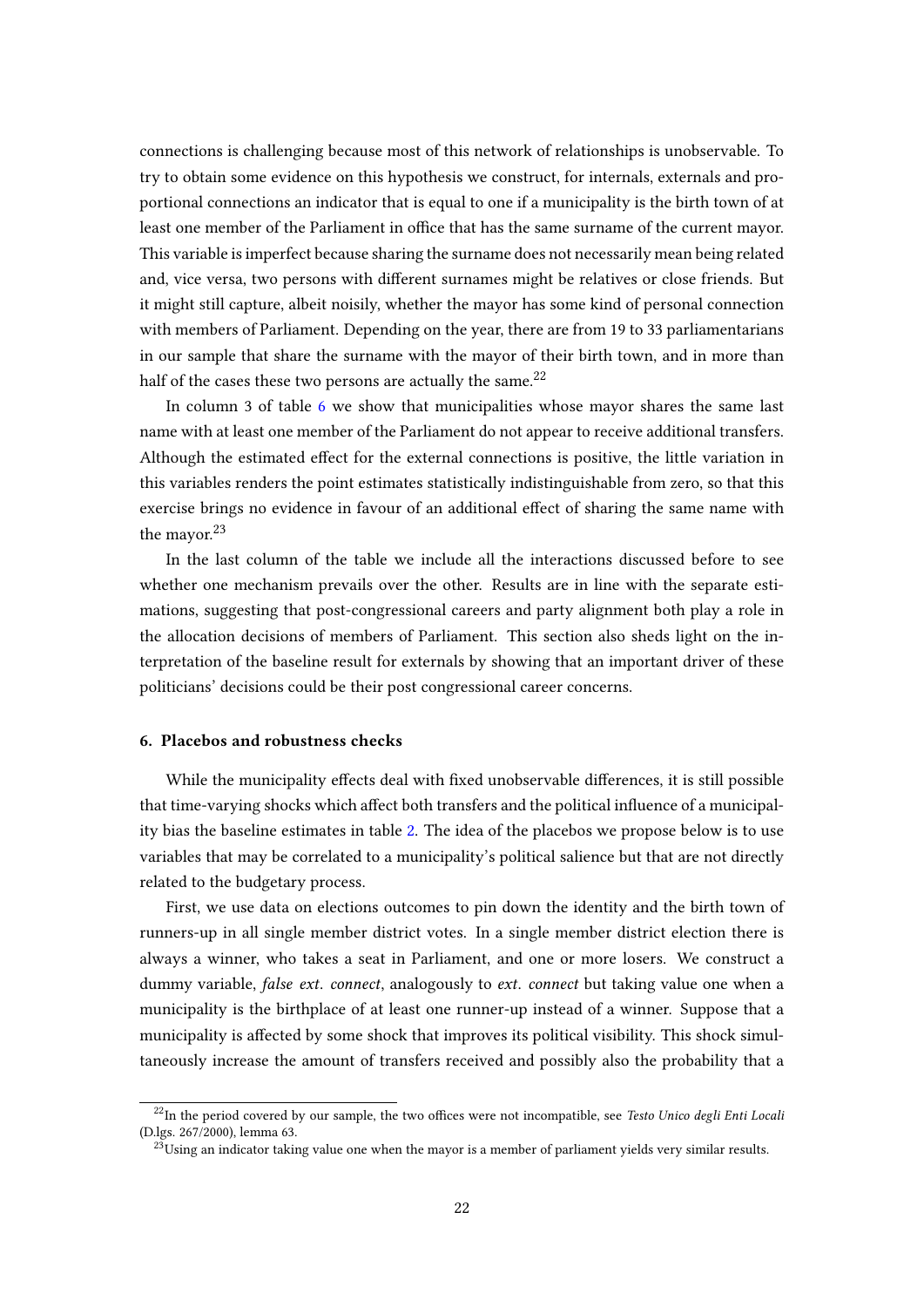connections is challenging because most of this network of relationships is unobservable. To try to obtain some evidence on this hypothesis we construct, for internals, externals and proportional connections an indicator that is equal to one if a municipality is the birth town of at least one member of the Parliament in office that has the same surname of the current mayor. This variable is imperfect because sharing the surname does not necessarily mean being related and, vice versa, two persons with different surnames might be relatives or close friends. But it might still capture, albeit noisily, whether the mayor has some kind of personal connection with members of Parliament. Depending on the year, there are from 19 to 33 parliamentarians in our sample that share the surname with the mayor of their birth town, and in more than half of the cases these two persons are actually the same.[22]

In column 3 of table 6 we show that municipalities whose mayor shares the same last name with at least one member of the Parliament do not appear to receive additional transfers. Although the estimated effect for the external connections is positive, the little variation in this variables renders the point estimates statistically indistinguishable from zero, so that this exercise brings no evidence in favour of an additional effect of sharing the same name with the mayor.[23]

In the last column of the table we include all the interactions discussed before to see whether one mechanism prevails over the other. Results are in line with the separate estimations, suggesting that post-congressional careers and party alignment both play a role in the allocation decisions of members of Parliament. This section also sheds light on the interpretation of the baseline result for externals by showing that an important driver of these politicians' decisions could be their post congressional career concerns.

### 6. Placebos and robustness checks

While the municipality effects deal with fixed unobservable differences, it is still possible that time-varying shocks which affect both transfers and the political influence of a municipality bias the baseline estimates in table 2. The idea of the placebos we propose below is to use variables that may be correlated to a municipality's political salience but that are not directly related to the budgetary process.

First, we use data on elections outcomes to pin down the identity and the birth town of runners-up in all single member district votes. In a single member district election there is always a winner, who takes a seat in Parliament, and one or more losers. We construct a dummy variable, *false ext. connect*, analogously to *ext. connect* but taking value one when a municipality is the birthplace of at least one runner-up instead of a winner. Suppose that a municipality is affected by some shock that improves its political visibility. This shock simultaneously increase the amount of transfers received and possibly also the probability that a

[22] In the period covered by our sample, the two offices were not incompatible, see *Testo Unico degli Enti Locali* (D.lgs. 267/2000), lemma 63.

[23] Using an indicator taking value one when the mayor is a member of parliament yields very similar results.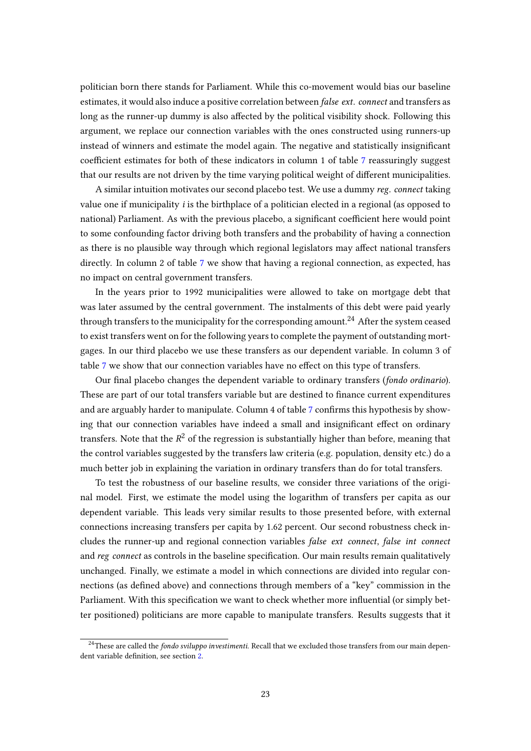politician born there stands for Parliament. While this co-movement would bias our baseline estimates, it would also induce a positive correlation between *false ext. connect* and transfers as long as the runner-up dummy is also affected by the political visibility shock. Following this argument, we replace our connection variables with the ones constructed using runners-up instead of winners and estimate the model again. The negative and statistically insignificant coefficient estimates for both of these indicators in column 1 of table 7 reassuringly suggest that our results are not driven by the time varying political weight of different municipalities.

A similar intuition motivates our second placebo test. We use a dummy *reg. connect* taking value one if municipality $i$ is the birthplace of a politician elected in a regional (as opposed to national) Parliament. As with the previous placebo, a significant coefficient here would point to some confounding factor driving both transfers and the probability of having a connection as there is no plausible way through which regional legislators may affect national transfers directly. In column 2 of table 7 we show that having a regional connection, as expected, has no impact on central government transfers.

In the years prior to 1992 municipalities were allowed to take on mortgage debt that was later assumed by the central government. The instalments of this debt were paid yearly through transfers to the municipality for the corresponding amount.[24] After the system ceased to exist transfers went on for the following years to complete the payment of outstanding mortgages. In our third placebo we use these transfers as our dependent variable. In column 3 of table 7 we show that our connection variables have no effect on this type of transfers.

Our final placebo changes the dependent variable to ordinary transfers (*fondo ordinario*). These are part of our total transfers variable but are destined to finance current expenditures and are arguably harder to manipulate. Column 4 of table 7 confirms this hypothesis by showing that our connection variables have indeed a small and insignificant effect on ordinary transfers. Note that the $R^2$ of the regression is substantially higher than before, meaning that the control variables suggested by the transfers law criteria (e.g. population, density etc.) do a much better job in explaining the variation in ordinary transfers than do for total transfers.

To test the robustness of our baseline results, we consider three variations of the original model. First, we estimate the model using the logarithm of transfers per capita as our dependent variable. This leads very similar results to those presented before, with external connections increasing transfers per capita by 1.62 percent. Our second robustness check includes the runner-up and regional connection variables *false ext connect*, *false int connect* and *reg connect* as controls in the baseline specification. Our main results remain qualitatively unchanged. Finally, we estimate a model in which connections are divided into regular connections (as defined above) and connections through members of a "key" commission in the Parliament. With this specification we want to check whether more influential (or simply better positioned) politicians are more capable to manipulate transfers. Results suggests that it

[24] These are called the *fondo sviluppo investimenti*. Recall that we excluded those transfers from our main dependent variable definition, see section 2.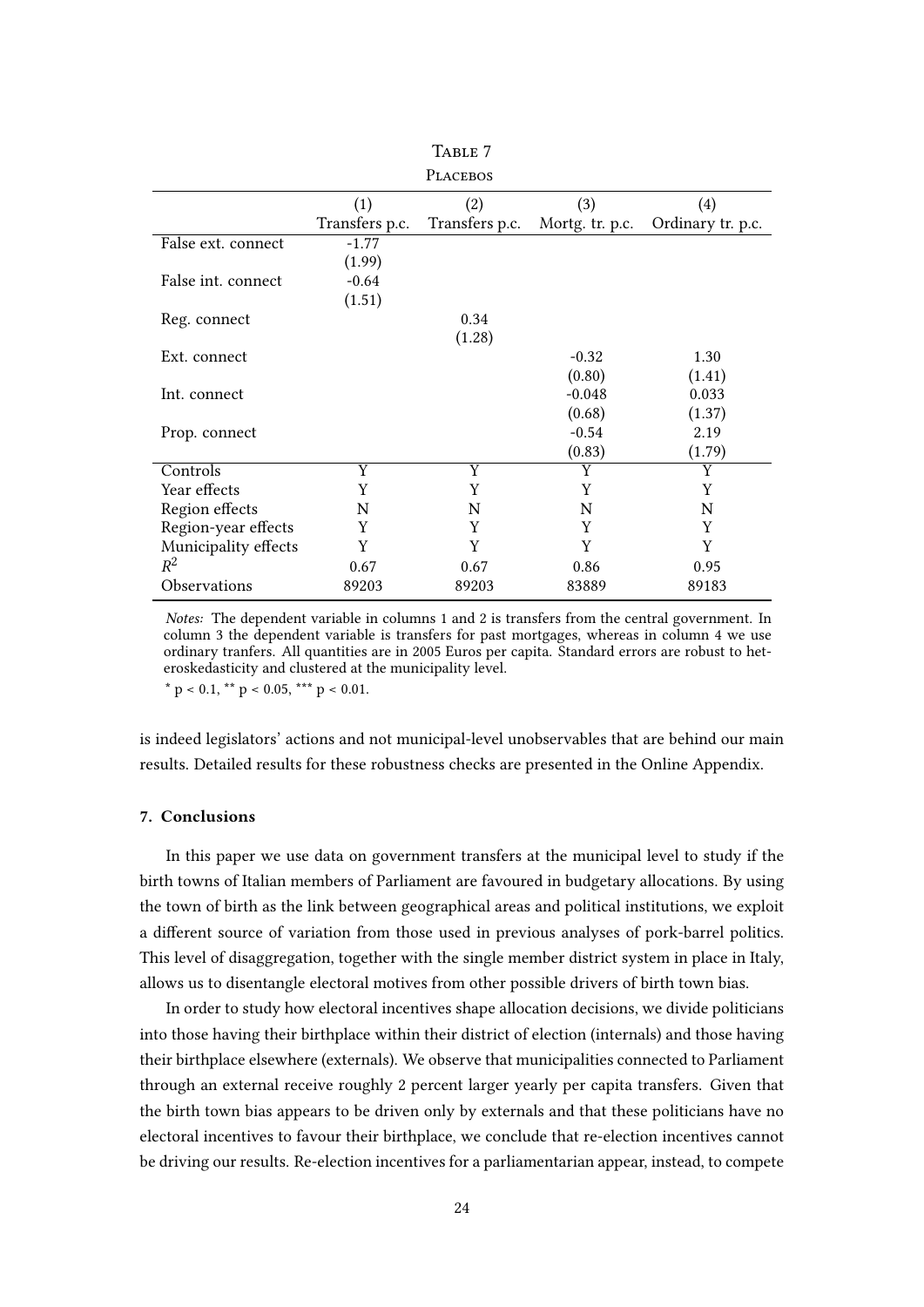Table 7

Placebos

| | (1) | (2) | (3) | (4) |
|---|---|---|---|---|
| | Transfers p.c. | Transfers p.c. | Mortg. tr. p.c. | Ordinary tr. p.c. |
| False ext. connect | -1.77 | | | |
| | (1.99) | | | |
| False int. connect | -0.64 | | | |
| | (1.51) | | | |
| Reg. connect | | 0.34 | | |
| | | (1.28) | | |
| Ext. connect | | | -0.32 | 1.30 |
| | | | (0.80) | (1.41) |
| Int. connect | | | -0.048 | 0.033 |
| | | | (0.68) | (1.37) |
| Prop. connect | | | -0.54 | 2.19 |
| | | | (0.83) | (1.79) |
| Controls | Y | Y | Y | Y |
| Year effects | Y | Y | Y | Y |
| Region effects | N | N | N | N |
| Region-year effects | Y | Y | Y | Y |
| Municipality effects | Y | Y | Y | Y |
| $R^2$ | 0.67 | 0.67 | 0.86 | 0.95 |
| Observations | 89203 | 89203 | 83889 | 89183 |

*Notes:* The dependent variable in columns 1 and 2 is transfers from the central government. In column 3 the dependent variable is transfers for past mortgages, whereas in column 4 we use ordinary tranfers. All quantities are in 2005 Euros per capita. Standard errors are robust to heteroskedasticity and clustered at the municipality level.

* $p < 0.1$, ** $p < 0.05$, *** $p < 0.01$.

is indeed legislators' actions and not municipal-level unobservables that are behind our main results. Detailed results for these robustness checks are presented in the Online Appendix.

### 7. Conclusions

In this paper we use data on government transfers at the municipal level to study if the birth towns of Italian members of Parliament are favoured in budgetary allocations. By using the town of birth as the link between geographical areas and political institutions, we exploit a different source of variation from those used in previous analyses of pork-barrel politics. This level of disaggregation, together with the single member district system in place in Italy, allows us to disentangle electoral motives from other possible drivers of birth town bias.

In order to study how electoral incentives shape allocation decisions, we divide politicians into those having their birthplace within their district of election (internals) and those having their birthplace elsewhere (externals). We observe that municipalities connected to Parliament through an external receive roughly 2 percent larger yearly per capita transfers. Given that the birth town bias appears to be driven only by externals and that these politicians have no electoral incentives to favour their birthplace, we conclude that re-election incentives cannot be driving our results. Re-election incentives for a parliamentarian appear, instead, to compete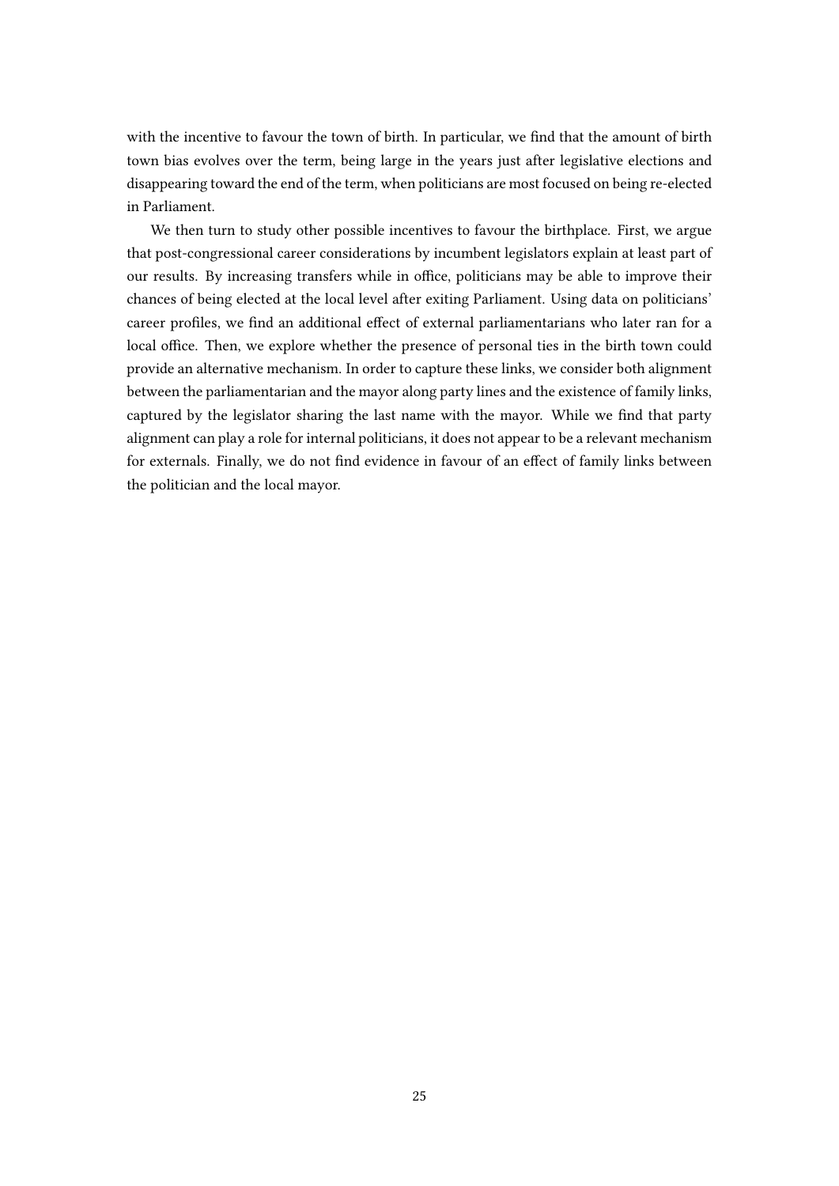with the incentive to favour the town of birth. In particular, we find that the amount of birth town bias evolves over the term, being large in the years just after legislative elections and disappearing toward the end of the term, when politicians are most focused on being re-elected in Parliament.

We then turn to study other possible incentives to favour the birthplace. First, we argue that post-congressional career considerations by incumbent legislators explain at least part of our results. By increasing transfers while in office, politicians may be able to improve their chances of being elected at the local level after exiting Parliament. Using data on politicians' career profiles, we find an additional effect of external parliamentarians who later ran for a local office. Then, we explore whether the presence of personal ties in the birth town could provide an alternative mechanism. In order to capture these links, we consider both alignment between the parliamentarian and the mayor along party lines and the existence of family links, captured by the legislator sharing the last name with the mayor. While we find that party alignment can play a role for internal politicians, it does not appear to be a relevant mechanism for externals. Finally, we do not find evidence in favour of an effect of family links between the politician and the local mayor.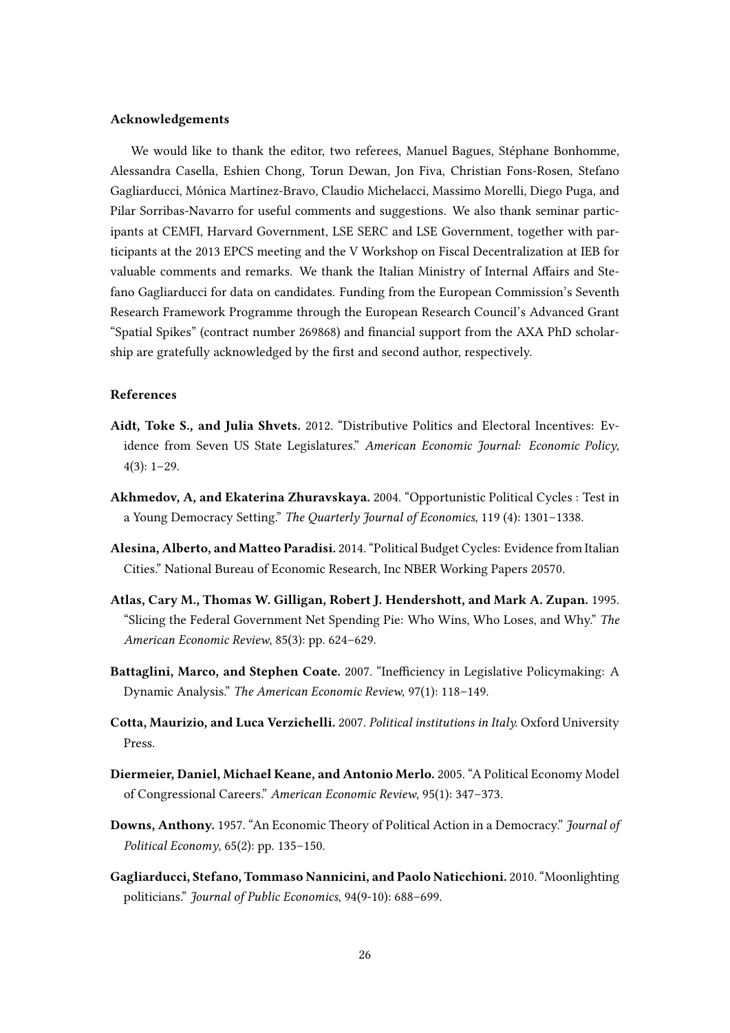#### Acknowledgements

We would like to thank the editor, two referees, Manuel Bagues, Stéphane Bonhomme, Alessandra Casella, Eshien Chong, Torun Dewan, Jon Fiva, Christian Fons-Rosen, Stefano Gagliarducci, Mónica Martínez-Bravo, Claudio Michelacci, Massimo Morelli, Diego Puga, and Pilar Sorribas-Navarro for useful comments and suggestions. We also thank seminar participants at CEMFI, Harvard Government, LSE SERC and LSE Government, together with participants at the 2013 EPCS meeting and the V Workshop on Fiscal Decentralization at IEB for valuable comments and remarks. We thank the Italian Ministry of Internal Affairs and Stefano Gagliarducci for data on candidates. Funding from the European Commission's Seventh Research Framework Programme through the European Research Council's Advanced Grant "Spatial Spikes" (contract number 269868) and financial support from the AXA PhD scholarship are gratefully acknowledged by the first and second author, respectively.

#### References

**Aidt, Toke S., and Julia Shvets.** 2012. "Distributive Politics and Electoral Incentives: Evidence from Seven US State Legislatures." *American Economic Journal: Economic Policy*, 4(3): 1–29.

**Akhmedov, A, and Ekaterina Zhuravskaya.** 2004. "Opportunistic Political Cycles : Test in a Young Democracy Setting." *The Quarterly Journal of Economics*, 119 (4): 1301–1338.

**Alesina, Alberto, and Matteo Paradisi.** 2014. "Political Budget Cycles: Evidence from Italian Cities." National Bureau of Economic Research, Inc NBER Working Papers 20570.

**Atlas, Cary M., Thomas W. Gilligan, Robert J. Hendershott, and Mark A. Zupan.** 1995. "Slicing the Federal Government Net Spending Pie: Who Wins, Who Loses, and Why." *The American Economic Review*, 85(3): pp. 624–629.

**Battaglini, Marco, and Stephen Coate.** 2007. "Inefficiency in Legislative Policymaking: A Dynamic Analysis." *The American Economic Review*, 97(1): 118–149.

**Cotta, Maurizio, and Luca Verzichelli.** 2007. *Political institutions in Italy.* Oxford University Press.

**Diermeier, Daniel, Michael Keane, and Antonio Merlo.** 2005. "A Political Economy Model of Congressional Careers." *American Economic Review*, 95(1): 347–373.

**Downs, Anthony.** 1957. "An Economic Theory of Political Action in a Democracy." *Journal of Political Economy*, 65(2): pp. 135–150.

**Gagliarducci, Stefano, Tommaso Nannicini, and Paolo Naticchioni.** 2010. "Moonlighting politicians." *Journal of Public Economics*, 94(9-10): 688–699.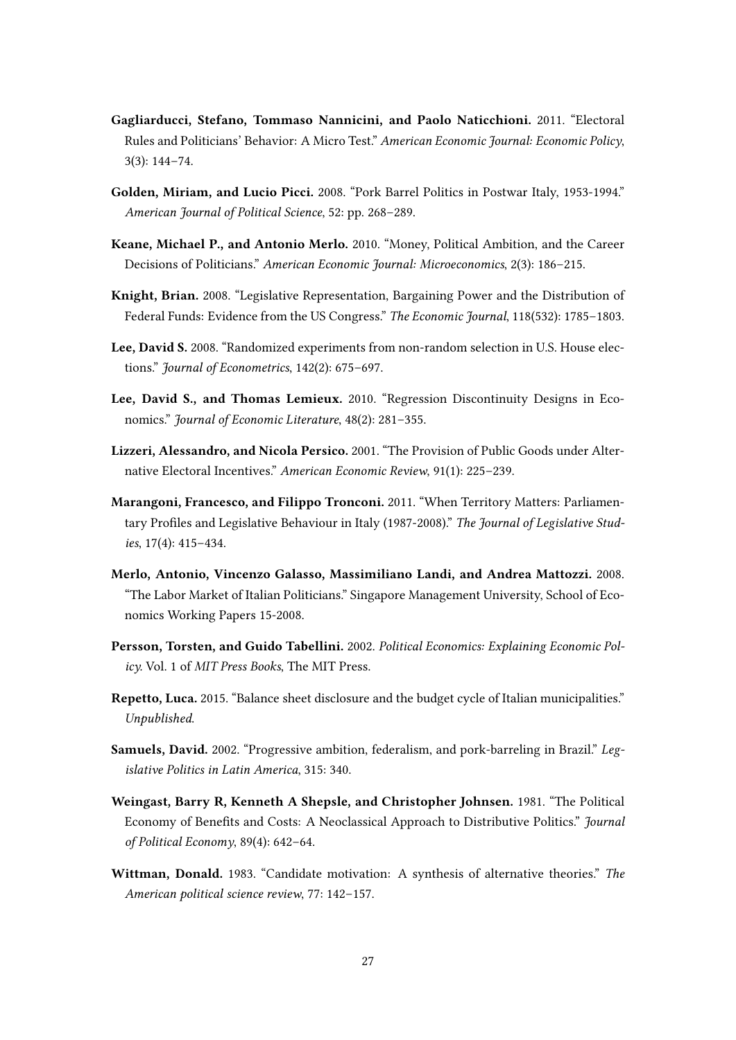**Gagliarducci, Stefano, Tommaso Nannicini, and Paolo Naticchioni.** 2011. "Electoral Rules and Politicians' Behavior: A Micro Test." *American Economic Journal: Economic Policy*, 3(3): 144–74.

**Golden, Miriam, and Lucio Picci.** 2008. "Pork Barrel Politics in Postwar Italy, 1953-1994." *American Journal of Political Science*, 52: pp. 268–289.

**Keane, Michael P., and Antonio Merlo.** 2010. "Money, Political Ambition, and the Career Decisions of Politicians." *American Economic Journal: Microeconomics*, 2(3): 186–215.

**Knight, Brian.** 2008. "Legislative Representation, Bargaining Power and the Distribution of Federal Funds: Evidence from the US Congress." *The Economic Journal*, 118(532): 1785–1803.

**Lee, David S.** 2008. "Randomized experiments from non-random selection in U.S. House elections." *Journal of Econometrics*, 142(2): 675–697.

**Lee, David S., and Thomas Lemieux.** 2010. "Regression Discontinuity Designs in Economics." *Journal of Economic Literature*, 48(2): 281–355.

**Lizzeri, Alessandro, and Nicola Persico.** 2001. "The Provision of Public Goods under Alternative Electoral Incentives." *American Economic Review*, 91(1): 225–239.

**Marangoni, Francesco, and Filippo Tronconi.** 2011. "When Territory Matters: Parliamentary Profiles and Legislative Behaviour in Italy (1987-2008)." *The Journal of Legislative Studies*, 17(4): 415–434.

**Merlo, Antonio, Vincenzo Galasso, Massimiliano Landi, and Andrea Mattozzi.** 2008. "The Labor Market of Italian Politicians." Singapore Management University, School of Economics Working Papers 15-2008.

**Persson, Torsten, and Guido Tabellini.** 2002. *Political Economics: Explaining Economic Policy.* Vol. 1 of *MIT Press Books*, The MIT Press.

**Repetto, Luca.** 2015. "Balance sheet disclosure and the budget cycle of Italian municipalities." *Unpublished.*

**Samuels, David.** 2002. "Progressive ambition, federalism, and pork-barreling in Brazil." *Legislative Politics in Latin America*, 315: 340.

**Weingast, Barry R, Kenneth A Shepsle, and Christopher Johnsen.** 1981. "The Political Economy of Benefits and Costs: A Neoclassical Approach to Distributive Politics." *Journal of Political Economy*, 89(4): 642–64.

**Wittman, Donald.** 1983. "Candidate motivation: A synthesis of alternative theories." *The American political science review*, 77: 142–157.